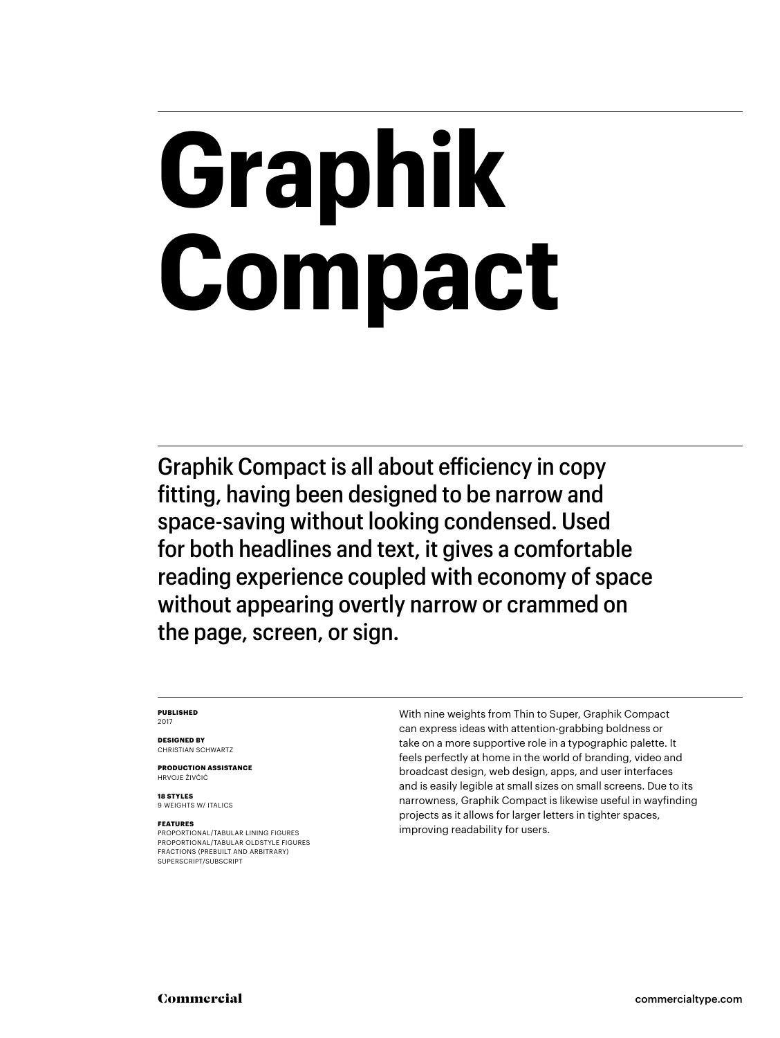# Graphik Compact

Graphik Compact is all about efficiency in copy fitting, having been designed to be narrow and space-saving without looking condensed. Used for both headlines and text, it gives a comfortable reading experience coupled with economy of space without appearing overtly narrow or crammed on the page, screen, or sign.

**PUBLISHED**
2017

**DESIGNED BY**
CHRISTIAN SCHWARTZ

**PRODUCTION ASSISTANCE**
HRVOJE ŽIVČIĆ

**18 STYLES**
9 WEIGHTS W/ ITALICS

**FEATURES**
PROPORTIONAL/TABULAR LINING FIGURES
PROPORTIONAL/TABULAR OLDSTYLE FIGURES
FRACTIONS (PREBUILT AND ARBITRARY)
SUPERSCRIPT/SUBSCRIPT

With nine weights from Thin to Super, Graphik Compact can express ideas with attention-grabbing boldness or take on a more supportive role in a typographic palette. It feels perfectly at home in the world of branding, video and broadcast design, web design, apps, and user interfaces and is easily legible at small sizes on small screens. Due to its narrowness, Graphik Compact is likewise useful in wayfinding projects as it allows for larger letters in tighter spaces, improving readability for users.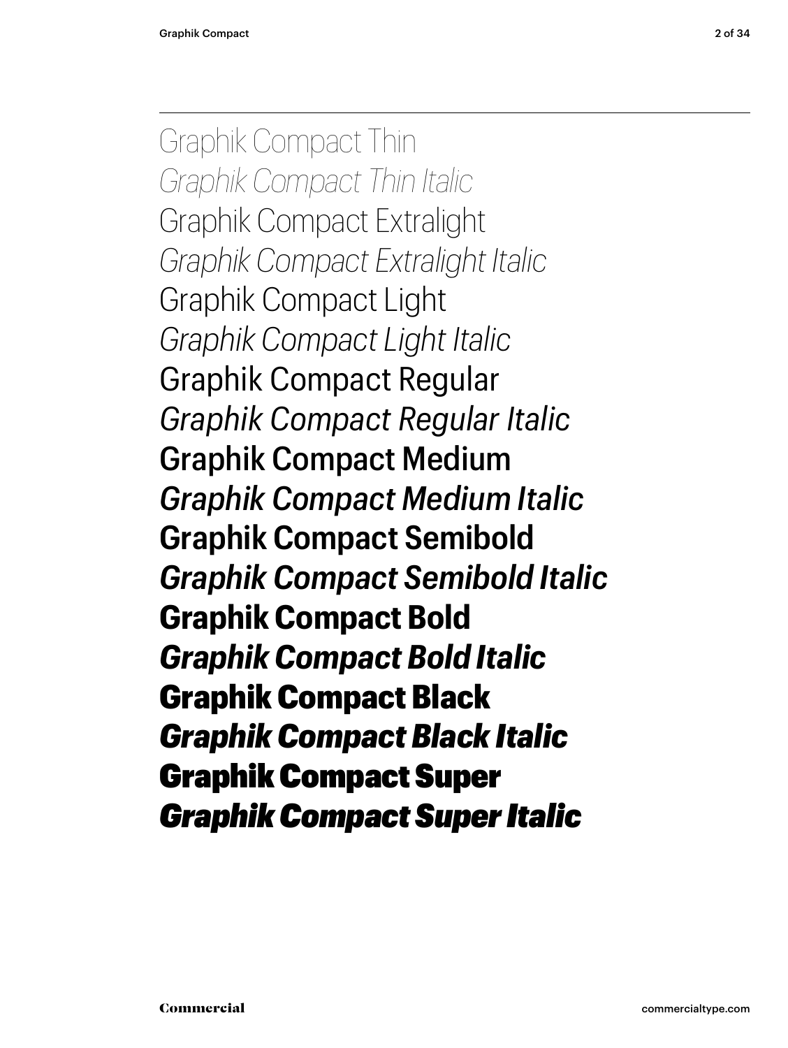Graphik Compact Thin

*Graphik Compact Thin Italic*

Graphik Compact Extralight

*Graphik Compact Extralight Italic*

Graphik Compact Light

*Graphik Compact Light Italic*

Graphik Compact Regular

*Graphik Compact Regular Italic*

Graphik Compact Medium

*Graphik Compact Medium Italic*

**Graphik Compact Semibold**

***Graphik Compact Semibold Italic***

**Graphik Compact Bold**

***Graphik Compact Bold Italic***

**Graphik Compact Black**

***Graphik Compact Black Italic***

**Graphik Compact Super**

***Graphik Compact Super Italic***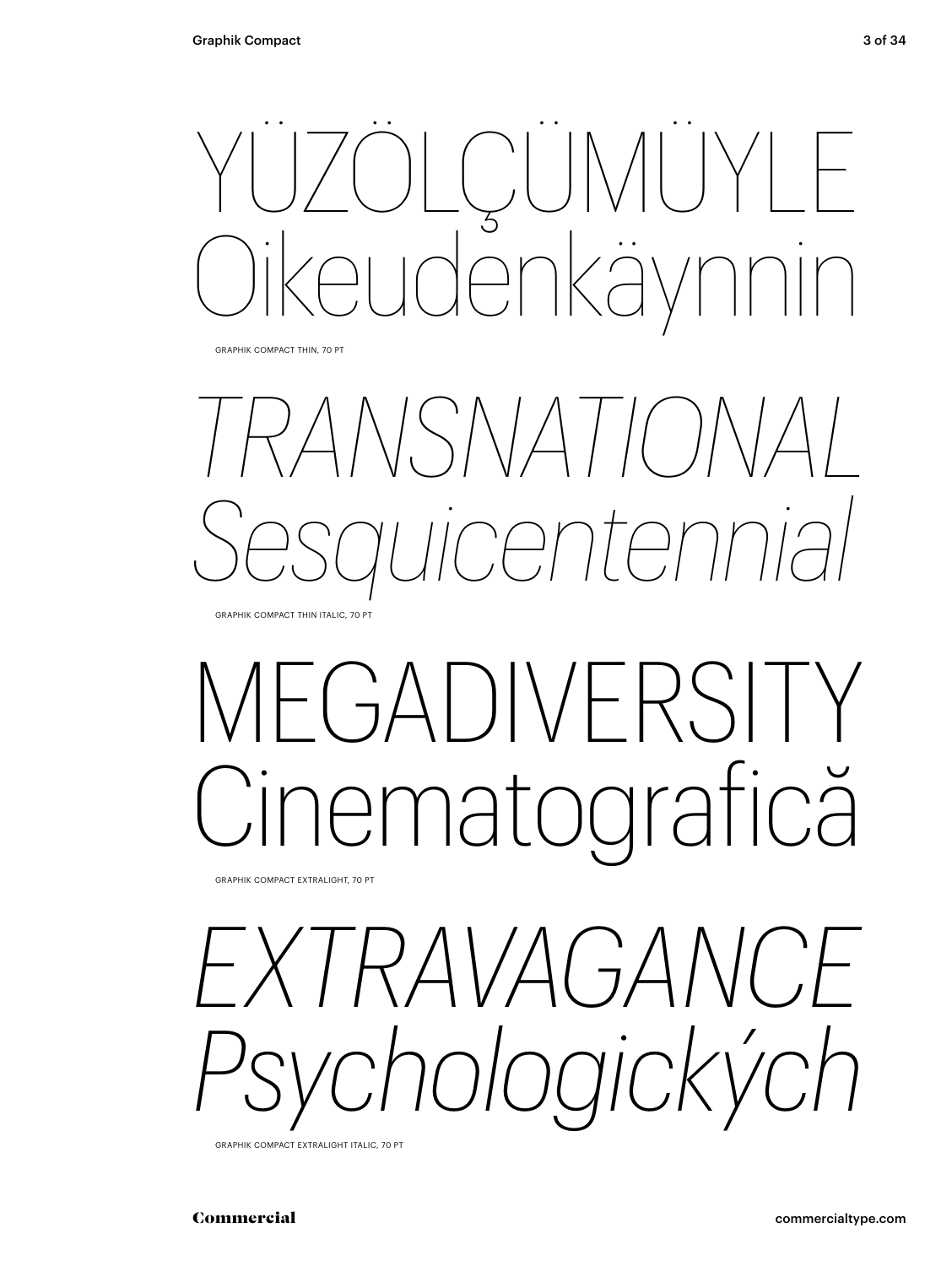YÜZÖLÇÜMÜYLE
Oikeudenkäynnin

GRAPHIK COMPACT THIN, 70 PT

*TRANSNATIONAL*
*Sesquicentennial*

GRAPHIK COMPACT THIN ITALIC, 70 PT

MEGADIVERSITY
Cinematografică

GRAPHIK COMPACT EXTRALIGHT, 70 PT

*EXTRAVAGANCE*
*Psychologických*

GRAPHIK COMPACT EXTRALIGHT ITALIC, 70 PT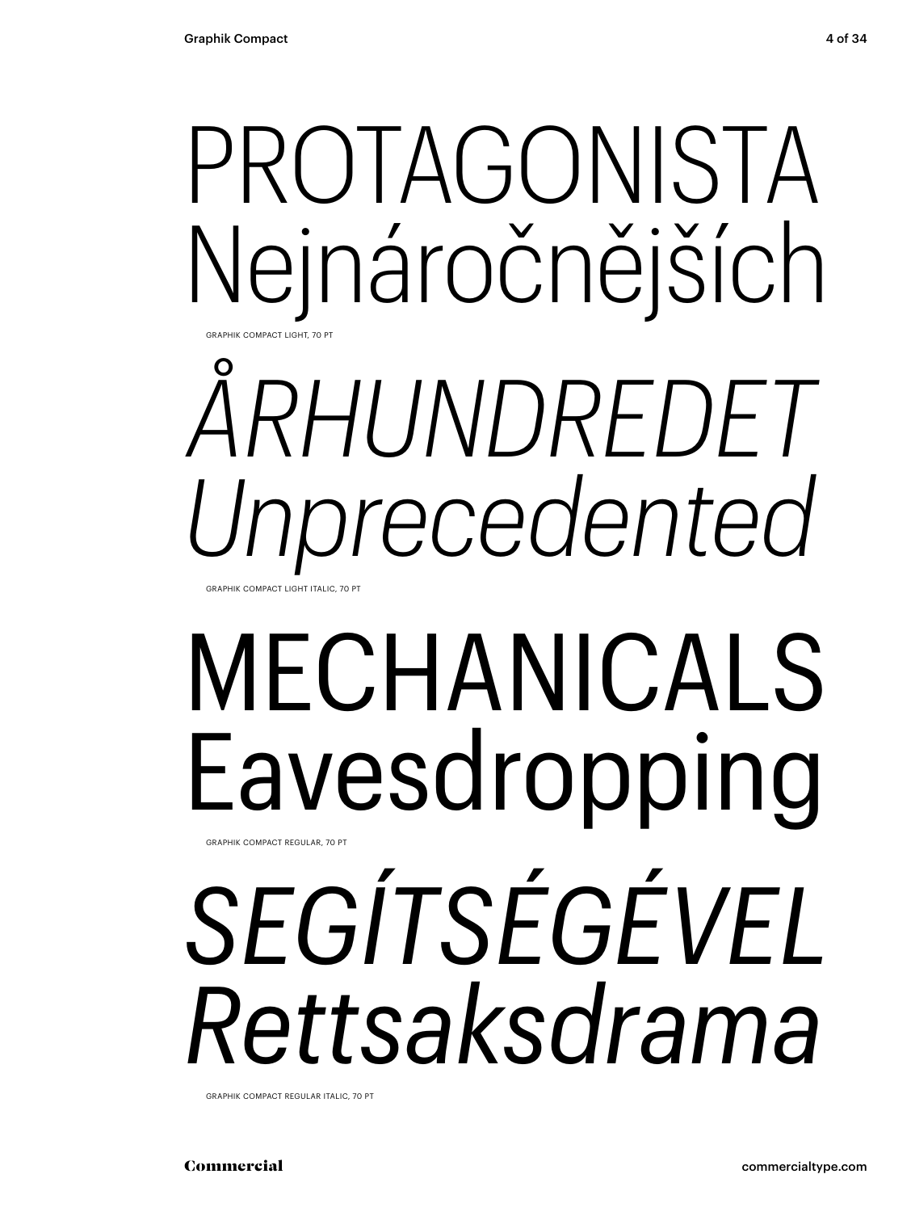PROTAGONISTA
Nejnáročnějších

GRAPHIK COMPACT LIGHT, 70 PT

*ÅRHUNDREDET*
*Unprecedented*

GRAPHIK COMPACT LIGHT ITALIC, 70 PT

MECHANICALS
Eavesdropping

GRAPHIK COMPACT REGULAR, 70 PT

*SEGÍTSÉGÉVEL*
*Rettsaksdrama*

GRAPHIK COMPACT REGULAR ITALIC, 70 PT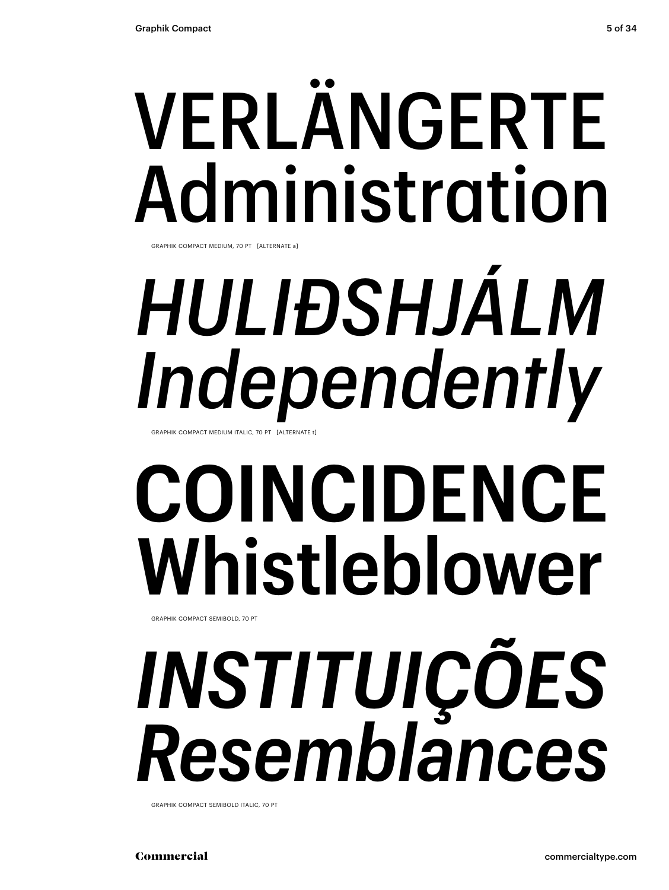VERLÄNGERTE
Administration

GRAPHIK COMPACT MEDIUM, 70 PT [ALTERNATE a]

*HULIÐSHJÁLM*
*Independently*

GRAPHIK COMPACT MEDIUM ITALIC, 70 PT [ALTERNATE t]

**COINCIDENCE**
**Whistleblower**

GRAPHIK COMPACT SEMIBOLD, 70 PT

***INSTITUIÇÕES***
***Resemblances***

GRAPHIK COMPACT SEMIBOLD ITALIC, 70 PT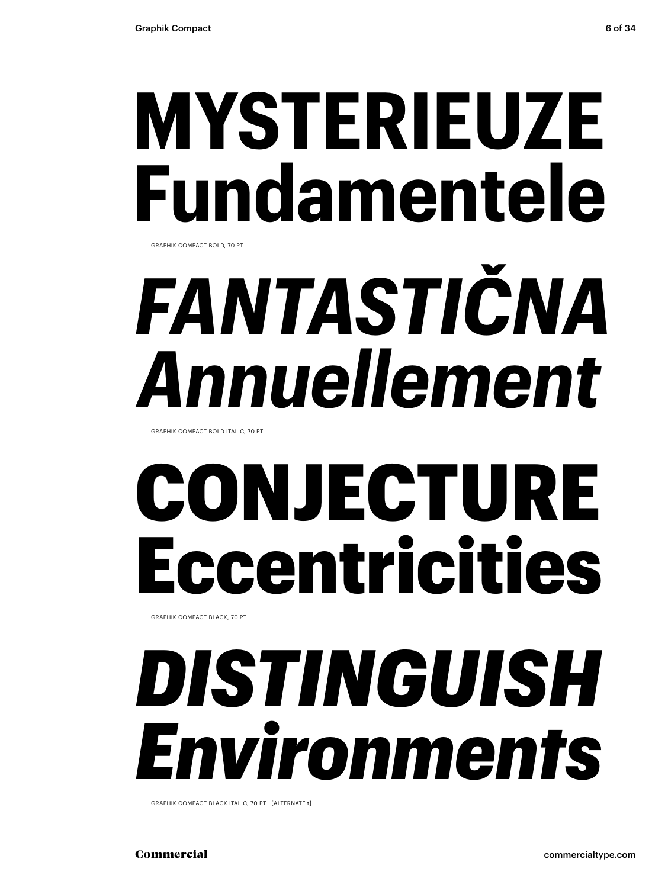**MYSTERIEUZE**
**Fundamentele**

GRAPHIK COMPACT BOLD, 70 PT

***FANTASTIČNA***
***Annuellement***

GRAPHIK COMPACT BOLD ITALIC, 70 PT

**CONJECTURE**
**Eccentricities**

GRAPHIK COMPACT BLACK, 70 PT

***DISTINGUISH***
***Environments***

GRAPHIK COMPACT BLACK ITALIC, 70 PT [ALTERNATE t]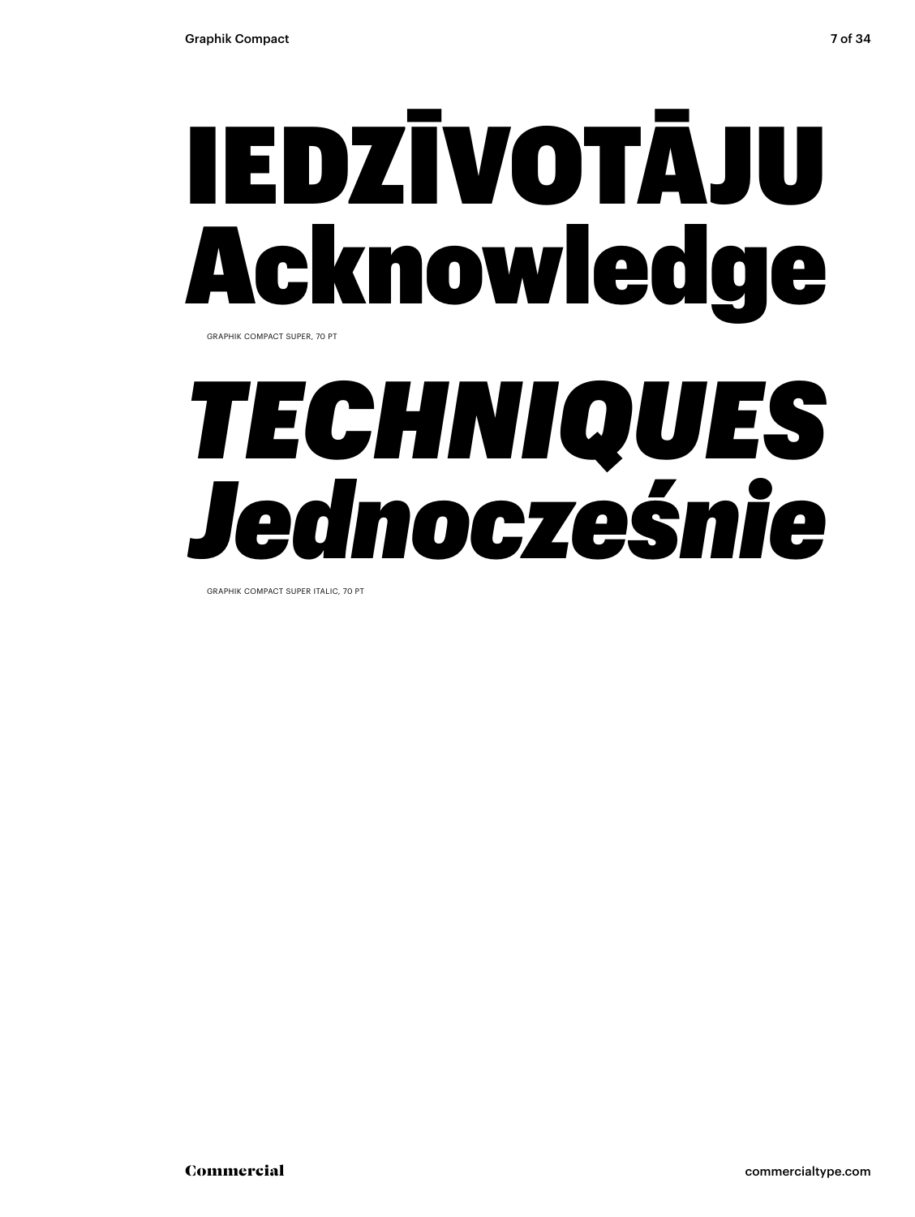# IEDZĪVOTĀJU Acknowledge

GRAPHIK COMPACT SUPER, 70 PT

# *TECHNIQUES Jednocześnie*

GRAPHIK COMPACT SUPER ITALIC, 70 PT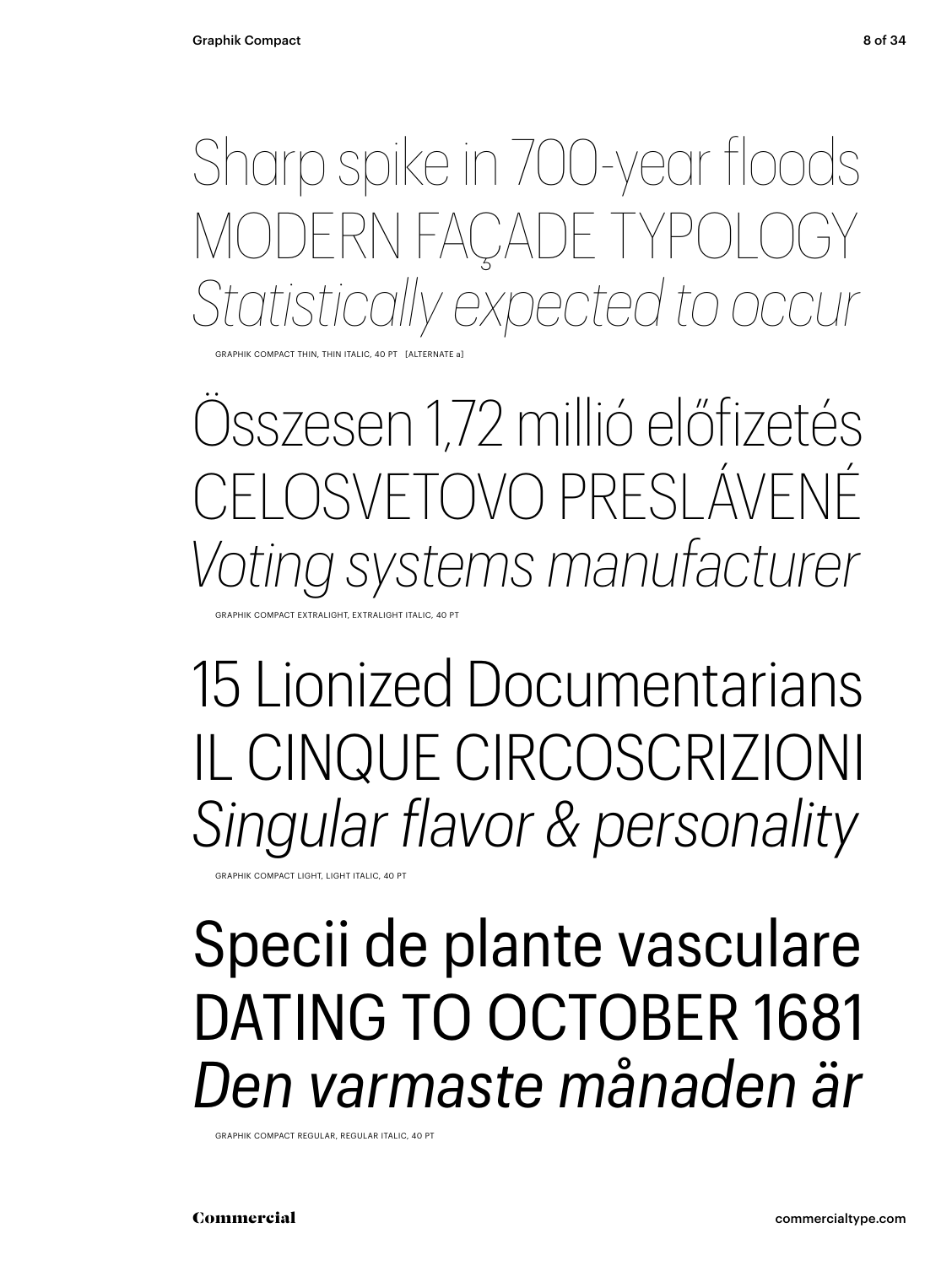Sharp spike in 700-year floods
MODERN FAÇADE TYPOLOGY
*Statistically expected to occur*

GRAPHIK COMPACT THIN, THIN ITALIC, 40 PT [ALTERNATE a]

Összesen 1,72 millió előfizetés
CELOSVETOVO PRESLÁVENÉ
*Voting systems manufacturer*

GRAPHIK COMPACT EXTRALIGHT, EXTRALIGHT ITALIC, 40 PT

15 Lionized Documentarians
IL CINQUE CIRCOSCRIZIONI
*Singular flavor & personality*

GRAPHIK COMPACT LIGHT, LIGHT ITALIC, 40 PT

Specii de plante vasculare
DATING TO OCTOBER 1681
*Den varmaste månaden är*

GRAPHIK COMPACT REGULAR, REGULAR ITALIC, 40 PT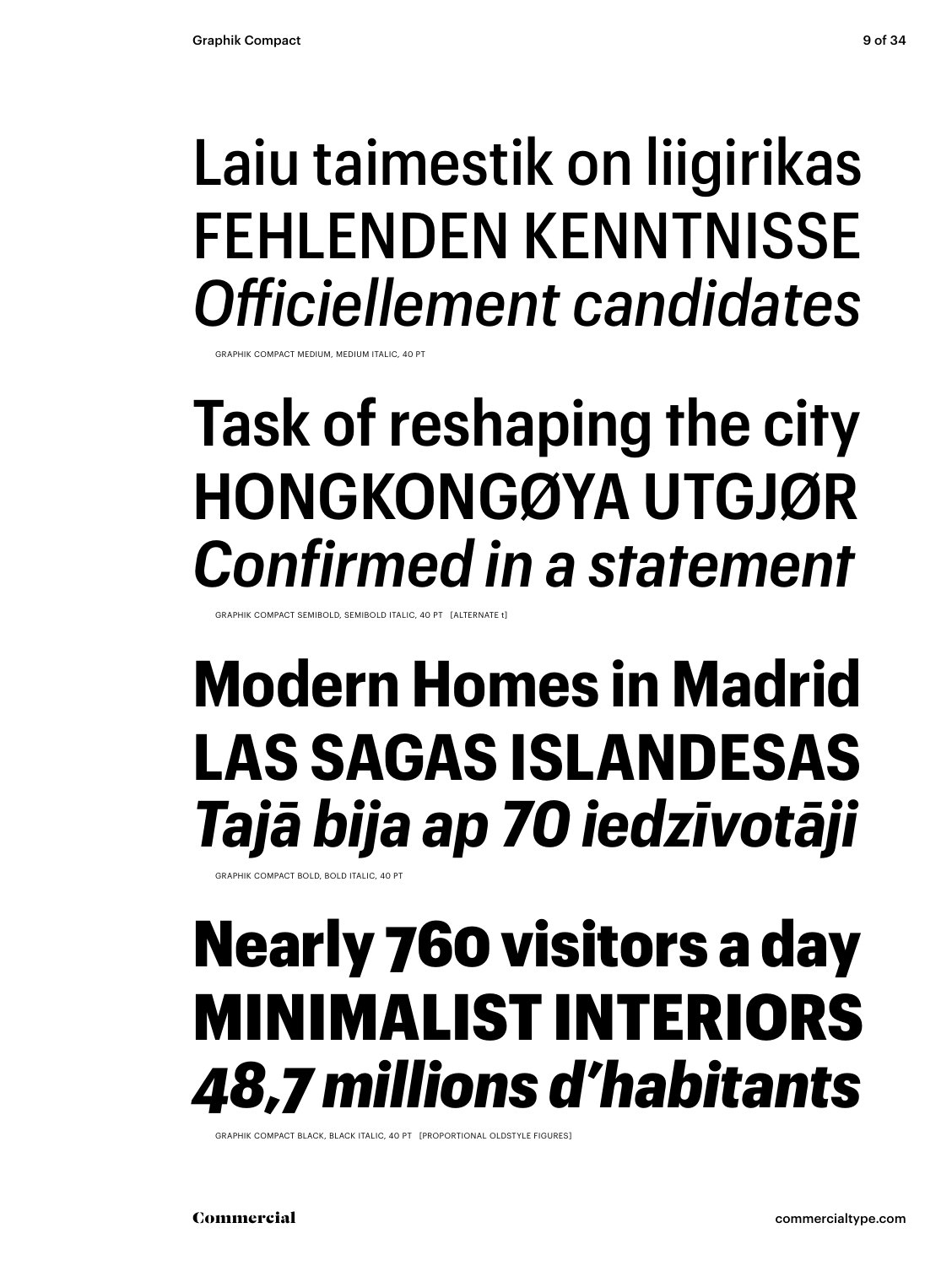Laiu taimestik on liigirikas
FEHLENDEN KENNTNISSE
*Officiellement candidates*

GRAPHIK COMPACT MEDIUM, MEDIUM ITALIC, 40 PT

**Task of reshaping the city**
**HONGKONGØYA UTGJØR**
***Confirmed in a statement***

GRAPHIK COMPACT SEMIBOLD, SEMIBOLD ITALIC, 40 PT [ALTERNATE t]

**Modern Homes in Madrid**
**LAS SAGAS ISLANDESAS**
***Tajā bija ap 70 iedzīvotāji***

GRAPHIK COMPACT BOLD, BOLD ITALIC, 40 PT

**Nearly 760 visitors a day**
**MINIMALIST INTERIORS**
***48,7 millions d'habitants***

GRAPHIK COMPACT BLACK, BLACK ITALIC, 40 PT [PROPORTIONAL OLDSTYLE FIGURES]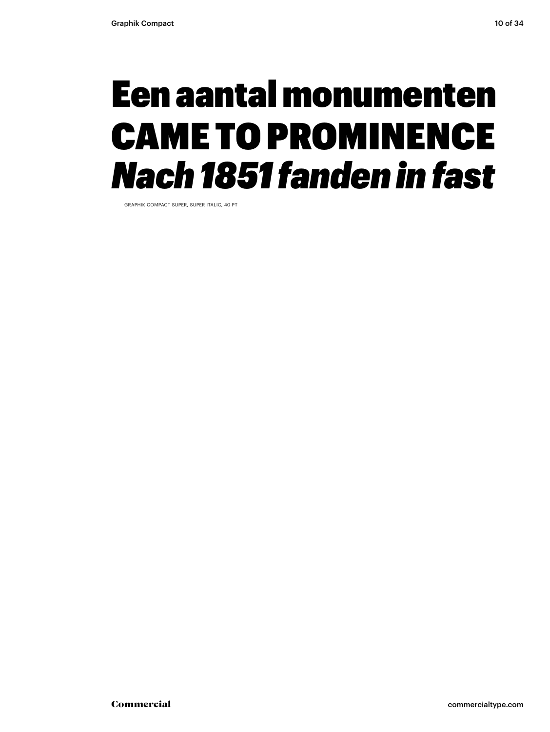# Een aantal monumenten CAME TO PROMINENCE *Nach 1851 fanden in fast*

GRAPHIK COMPACT SUPER, SUPER ITALIC, 40 PT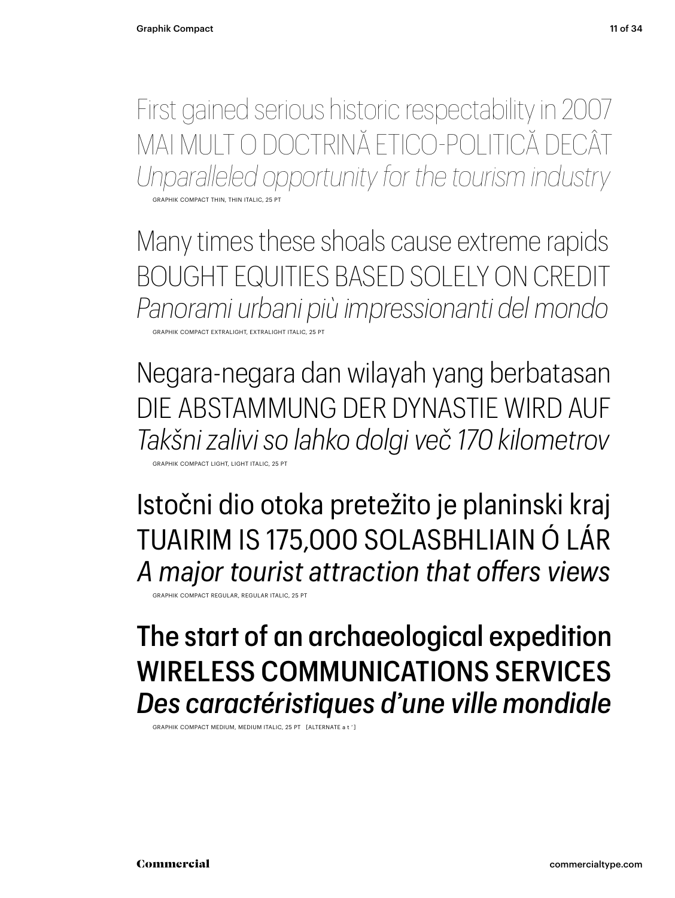First gained serious historic respectability in 2007
MAI MULT O DOCTRINĂ ETICO-POLITICĂ DECÂT
*Unparalleled opportunity for the tourism industry*

GRAPHIK COMPACT THIN, THIN ITALIC, 25 PT

Many times these shoals cause extreme rapids
BOUGHT EQUITIES BASED SOLELY ON CREDIT
*Panorami urbani più impressionanti del mondo*

GRAPHIK COMPACT EXTRALIGHT, EXTRALIGHT ITALIC, 25 PT

Negara-negara dan wilayah yang berbatasan
DIE ABSTAMMUNG DER DYNASTIE WIRD AUF
*Takšni zalivi so lahko dolgi več 170 kilometrov*

GRAPHIK COMPACT LIGHT, LIGHT ITALIC, 25 PT

Istočni dio otoka pretežito je planinski kraj
TUAIRIM IS 175,000 SOLASBHLIAIN Ó LÁR
*A major tourist attraction that offers views*

GRAPHIK COMPACT REGULAR, REGULAR ITALIC, 25 PT

**The start of an archaeological expedition**
**WIRELESS COMMUNICATIONS SERVICES**
***Des caractéristiques d'une ville mondiale***

GRAPHIK COMPACT MEDIUM, MEDIUM ITALIC, 25 PT [ALTERNATE a t ']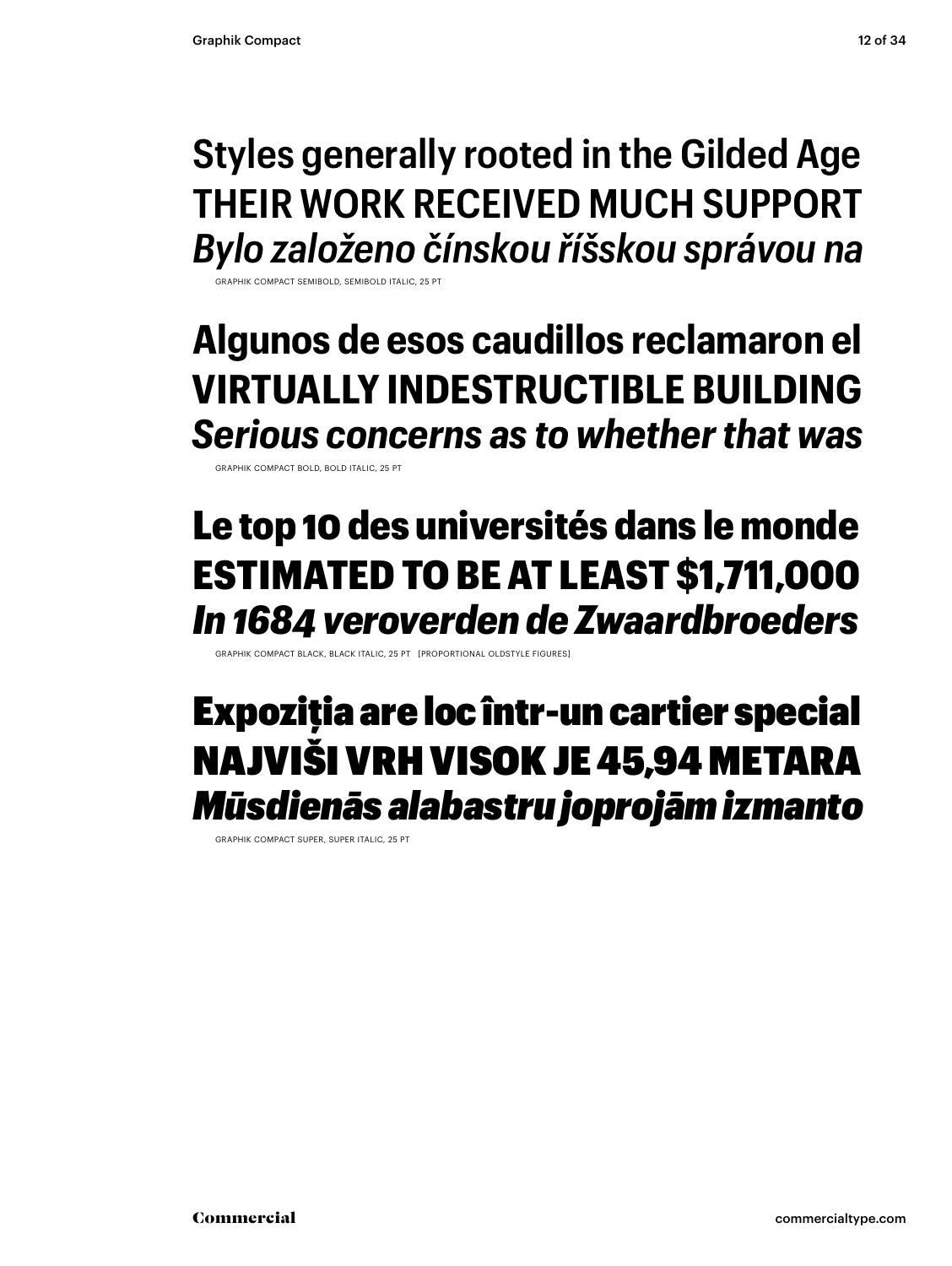Styles generally rooted in the Gilded Age
THEIR WORK RECEIVED MUCH SUPPORT
*Bylo založeno čínskou říšskou správou na*

GRAPHIK COMPACT SEMIBOLD, SEMIBOLD ITALIC, 25 PT

**Algunos de esos caudillos reclamaron el**
**VIRTUALLY INDESTRUCTIBLE BUILDING**
***Serious concerns as to whether that was***

GRAPHIK COMPACT BOLD, BOLD ITALIC, 25 PT

**Le top 10 des universités dans le monde**
**ESTIMATED TO BE AT LEAST $1,711,000**
***In 1684 veroverden de Zwaardbroeders***

GRAPHIK COMPACT BLACK, BLACK ITALIC, 25 PT [PROPORTIONAL OLDSTYLE FIGURES]

**Expoziția are loc într-un cartier special**
**NAJVIŠI VRH VISOK JE 45,94 METARA**
***Mūsdienās alabastru joprojām izmanto***

GRAPHIK COMPACT SUPER, SUPER ITALIC, 25 PT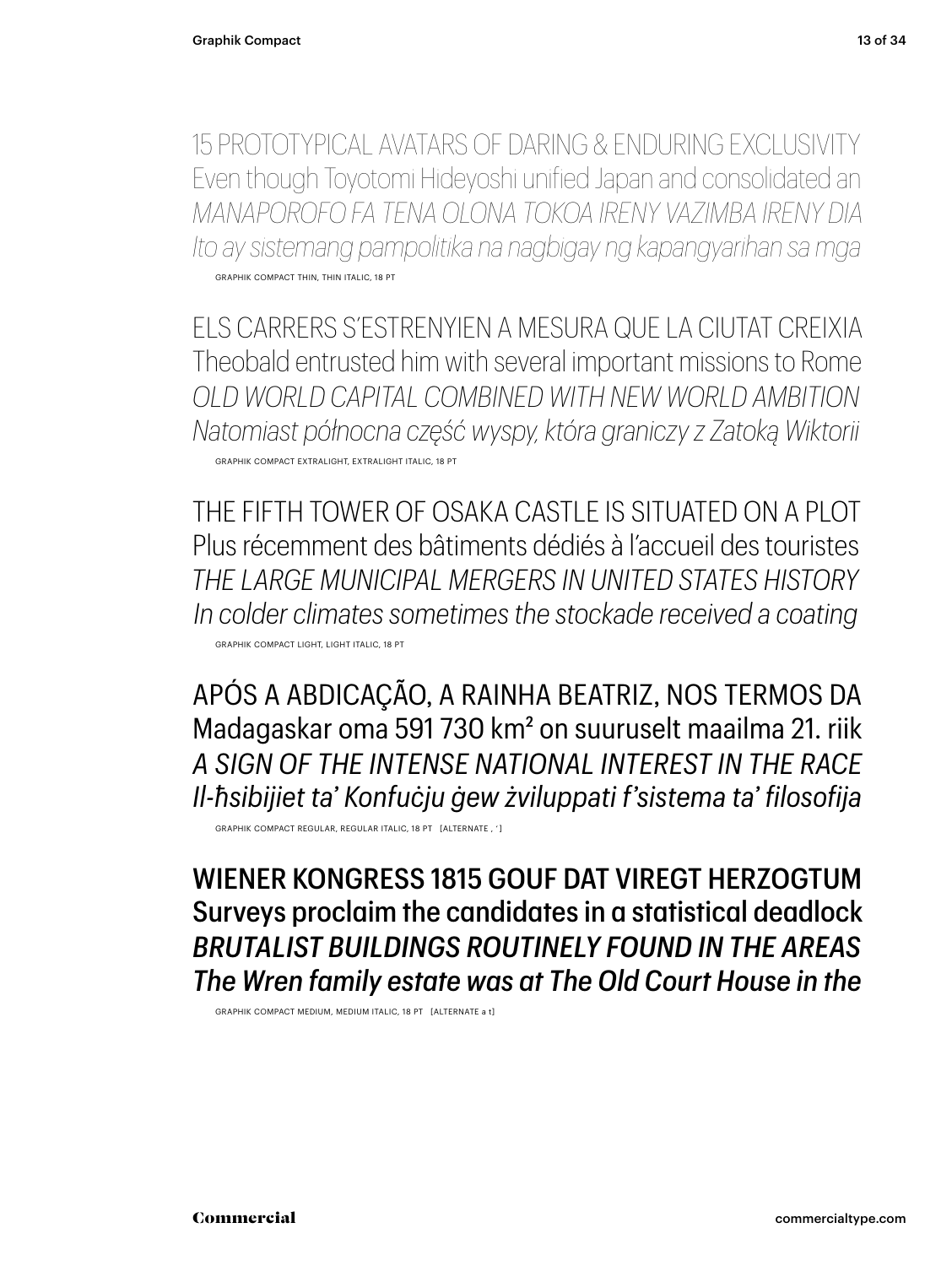15 PROTOTYPICAL AVATARS OF DARING & ENDURING EXCLUSIVITY
Even though Toyotomi Hideyoshi unified Japan and consolidated an
*MANAPOROFO FA TENA OLONA TOKOA IRENY VAZIMBA IRENY DIA*
*Ito ay sistemang pampolitika na nagbigay ng kapangyarihan sa mga*

GRAPHIK COMPACT THIN, THIN ITALIC, 18 PT

ELS CARRERS S’ESTRENYIEN A MESURA QUE LA CIUTAT CREIXIA
Theobald entrusted him with several important missions to Rome
*OLD WORLD CAPITAL COMBINED WITH NEW WORLD AMBITION*
*Natomiast północna część wyspy, która graniczy z Zatoką Wiktorii*

GRAPHIK COMPACT EXTRALIGHT, EXTRALIGHT ITALIC, 18 PT

THE FIFTH TOWER OF OSAKA CASTLE IS SITUATED ON A PLOT
Plus récemment des bâtiments dédiés à l’accueil des touristes
*THE LARGE MUNICIPAL MERGERS IN UNITED STATES HISTORY*
*In colder climates sometimes the stockade received a coating*

GRAPHIK COMPACT LIGHT, LIGHT ITALIC, 18 PT

APÓS A ABDICAÇÃO, A RAINHA BEATRIZ, NOS TERMOS DA
Madagaskar oma 591 730 km² on suuruselt maailma 21. riik
*A SIGN OF THE INTENSE NATIONAL INTEREST IN THE RACE*
*Il-ħsibijiet ta’ Konfuċju ġew żviluppati f’sistema ta’ filosofija*

GRAPHIK COMPACT REGULAR, REGULAR ITALIC, 18 PT [ALTERNATE , ‘ ]

**WIENER KONGRESS 1815 GOUF DAT VIREGT HERZOGTUM**
**Surveys proclaim the candidates in a statistical deadlock**
***BRUTALIST BUILDINGS ROUTINELY FOUND IN THE AREAS***
***The Wren family estate was at The Old Court House in the***

GRAPHIK COMPACT MEDIUM, MEDIUM ITALIC, 18 PT [ALTERNATE a t]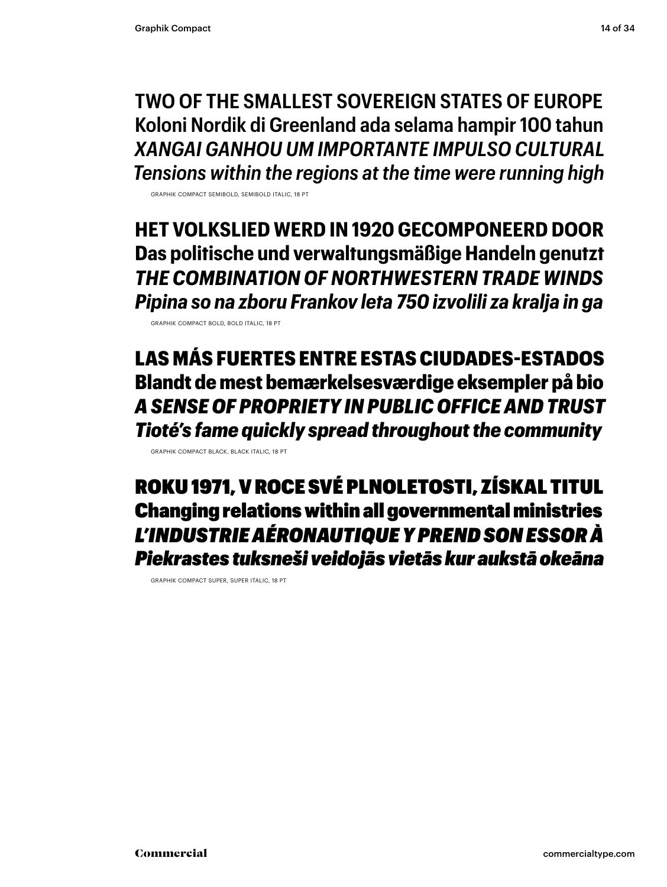**TWO OF THE SMALLEST SOVEREIGN STATES OF EUROPE**
**Koloni Nordik di Greenland ada selama hampir 100 tahun**
***XANGAI GANHOU UM IMPORTANTE IMPULSO CULTURAL***
***Tensions within the regions at the time were running high***

GRAPHIK COMPACT SEMIBOLD, SEMIBOLD ITALIC, 18 PT

**HET VOLKSLIED WERD IN 1920 GECOMPONEERD DOOR**
**Das politische und verwaltungsmäßige Handeln genutzt**
***THE COMBINATION OF NORTHWESTERN TRADE WINDS***
***Pipina so na zboru Frankov leta 750 izvolili za kralja in ga***

GRAPHIK COMPACT BOLD, BOLD ITALIC, 18 PT

**LAS MÁS FUERTES ENTRE ESTAS CIUDADES-ESTADOS**
**Blandt de mest bemærkelsesværdige eksempler på bio**
***A SENSE OF PROPRIETY IN PUBLIC OFFICE AND TRUST***
***Tioté's fame quickly spread throughout the community***

GRAPHIK COMPACT BLACK, BLACK ITALIC, 18 PT

**ROKU 1971, V ROCE SVÉ PLNOLETOSTI, ZÍSKAL TITUL**
**Changing relations within all governmental ministries**
***L'INDUSTRIE AÉRONAUTIQUE Y PREND SON ESSOR À***
***Piekrastes tuksneši veidojās vietās kur aukstā okeāna***

GRAPHIK COMPACT SUPER, SUPER ITALIC, 18 PT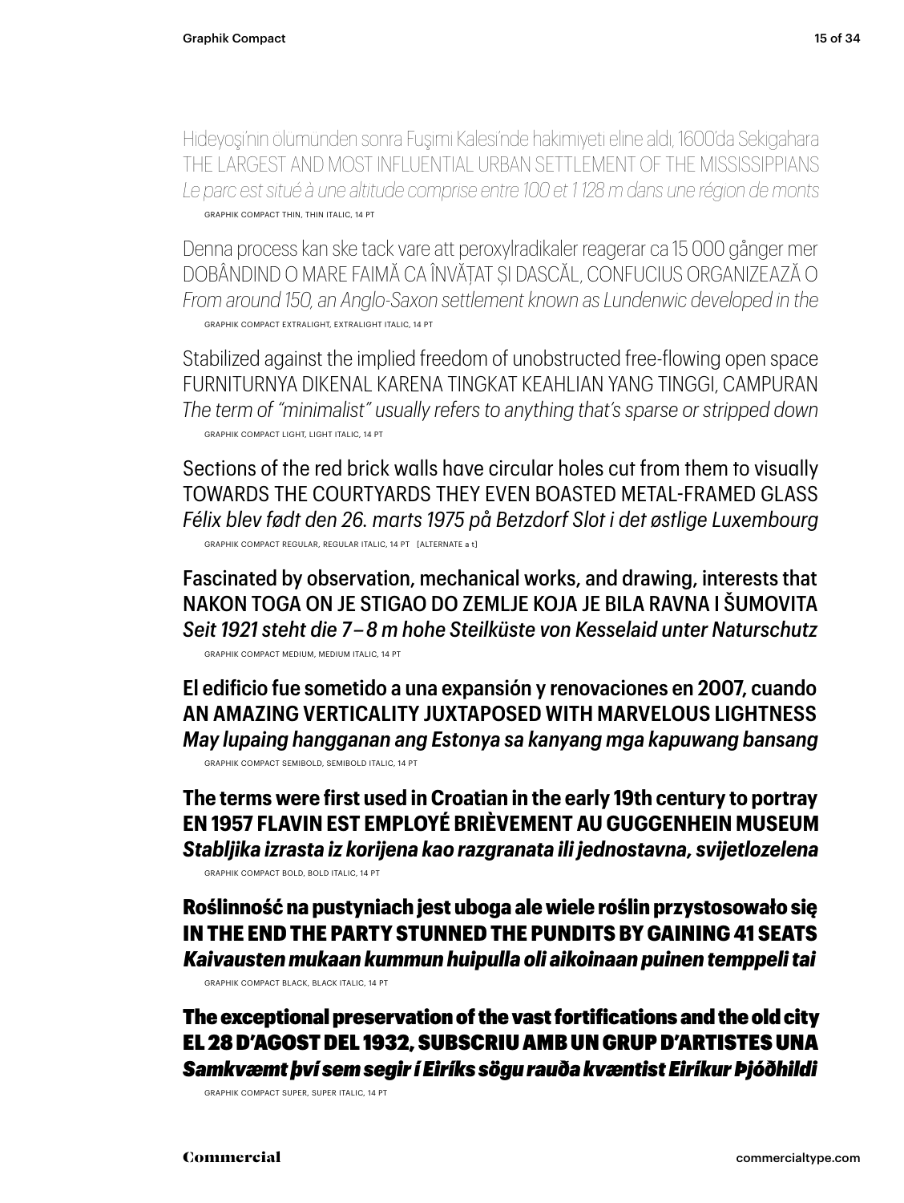Hideyoşi'nin ölümünden sonra Fuşimi Kalesi'nde hakimiyeti eline aldı, 1600'da Sekigahara
THE LARGEST AND MOST INFLUENTIAL URBAN SETTLEMENT OF THE MISSISSIPPIANS
*Le parc est situé à une altitude comprise entre 100 et 1 128 m dans une région de monts*

GRAPHIK COMPACT THIN, THIN ITALIC, 14 PT

Denna process kan ske tack vare att peroxylradikaler reagerar ca 15 000 gånger mer
DOBÂNDIND O MARE FAIMĂ CA ÎNVĂȚAT ȘI DASCĂL, CONFUCIUS ORGANIZEAZĂ O
*From around 150, an Anglo-Saxon settlement known as Lundenwic developed in the*

GRAPHIK COMPACT EXTRALIGHT, EXTRALIGHT ITALIC, 14 PT

Stabilized against the implied freedom of unobstructed free-flowing open space
FURNITURNYA DIKENAL KARENA TINGKAT KEAHLIAN YANG TINGGI, CAMPURAN
*The term of "minimalist" usually refers to anything that's sparse or stripped down*

GRAPHIK COMPACT LIGHT, LIGHT ITALIC, 14 PT

Sections of the red brick walls have circular holes cut from them to visually
TOWARDS THE COURTYARDS THEY EVEN BOASTED METAL-FRAMED GLASS
*Félix blev født den 26. marts 1975 på Betzdorf Slot i det østlige Luxembourg*

GRAPHIK COMPACT REGULAR, REGULAR ITALIC, 14 PT [ALTERNATE a t]

Fascinated by observation, mechanical works, and drawing, interests that
NAKON TOGA ON JE STIGAO DO ZEMLJE KOJA JE BILA RAVNA I ŠUMOVITA
*Seit 1921 steht die 7–8 m hohe Steilküste von Kesselaid unter Naturschutz*

GRAPHIK COMPACT MEDIUM, MEDIUM ITALIC, 14 PT

El edificio fue sometido a una expansión y renovaciones en 2007, cuando
AN AMAZING VERTICALITY JUXTAPOSED WITH MARVELOUS LIGHTNESS
*May lupaing hangganan ang Estonya sa kanyang mga kapuwang bansang*

GRAPHIK COMPACT SEMIBOLD, SEMIBOLD ITALIC, 14 PT

**The terms were first used in Croatian in the early 19th century to portray**
**EN 1957 FLAVIN EST EMPLOYÉ BRIÈVEMENT AU GUGGENHEIN MUSEUM**
***Stabljika izrasta iz korijena kao razgranata ili jednostavna, svijetlozelena***

GRAPHIK COMPACT BOLD, BOLD ITALIC, 14 PT

**Roślinność na pustyniach jest uboga ale wiele roślin przystosowało się**
**IN THE END THE PARTY STUNNED THE PUNDITS BY GAINING 41 SEATS**
***Kaivausten mukaan kummun huipulla oli aikoinaan puinen temppeli tai***

GRAPHIK COMPACT BLACK, BLACK ITALIC, 14 PT

**The exceptional preservation of the vast fortifications and the old city**
**EL 28 D'AGOST DEL 1932, SUBSCRIU AMB UN GRUP D'ARTISTES UNA**
***Samkvæmt því sem segir í Eiríks sögu rauða kvæntist Eiríkur Þjóðhildi***

GRAPHIK COMPACT SUPER, SUPER ITALIC, 14 PT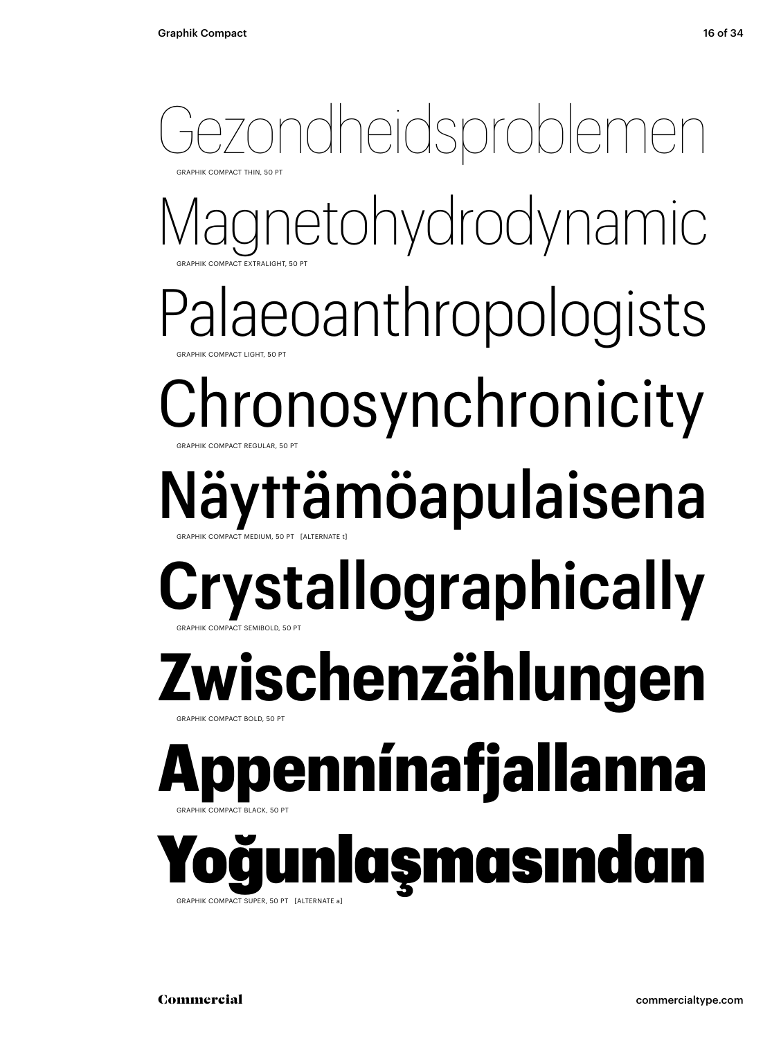Gezondheidsproblemen

GRAPHIK COMPACT THIN, 50 PT

Magnetohydrodynamic

GRAPHIK COMPACT EXTRALIGHT, 50 PT

Palaeoanthropologists

GRAPHIK COMPACT LIGHT, 50 PT

Chronosynchronicity

GRAPHIK COMPACT REGULAR, 50 PT

Näyttämöapulaisena

GRAPHIK COMPACT MEDIUM, 50 PT [ALTERNATE t]

**Crystallographically**

GRAPHIK COMPACT SEMIBOLD, 50 PT

**Zwischenzählungen**

GRAPHIK COMPACT BOLD, 50 PT

**Appennínafjallanna**

GRAPHIK COMPACT BLACK, 50 PT

**Yoğunlaşmasından**

GRAPHIK COMPACT SUPER, 50 PT [ALTERNATE a]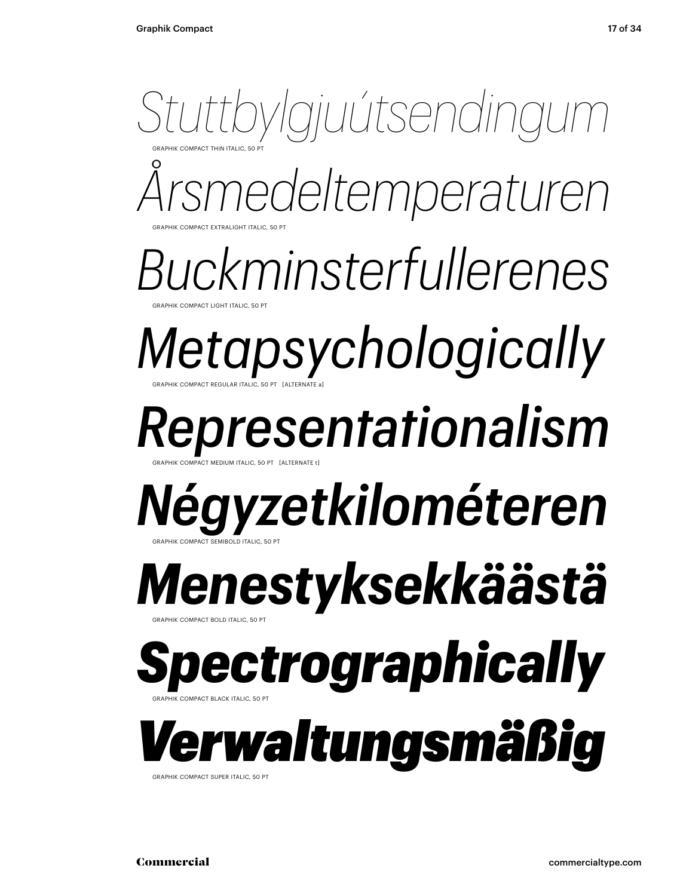*Stuttbylgjuútsendingum*

GRAPHIK COMPACT THIN ITALIC, 50 PT

*Årsmedeltemperaturen*

GRAPHIK COMPACT EXTRALIGHT ITALIC, 50 PT

*Buckminsterfullerenes*

GRAPHIK COMPACT LIGHT ITALIC, 50 PT

*Metapsychologically*

GRAPHIK COMPACT REGULAR ITALIC, 50 PT [ALTERNATE a]

*Representationalism*

GRAPHIK COMPACT MEDIUM ITALIC, 50 PT [ALTERNATE t]

***Négyzetkilométeren***

GRAPHIK COMPACT SEMIBOLD ITALIC, 50 PT

***Menestyksekkäästä***

GRAPHIK COMPACT BOLD ITALIC, 50 PT

***Spectrographically***

GRAPHIK COMPACT BLACK ITALIC, 50 PT

***Verwaltungsmäßig***

GRAPHIK COMPACT SUPER ITALIC, 50 PT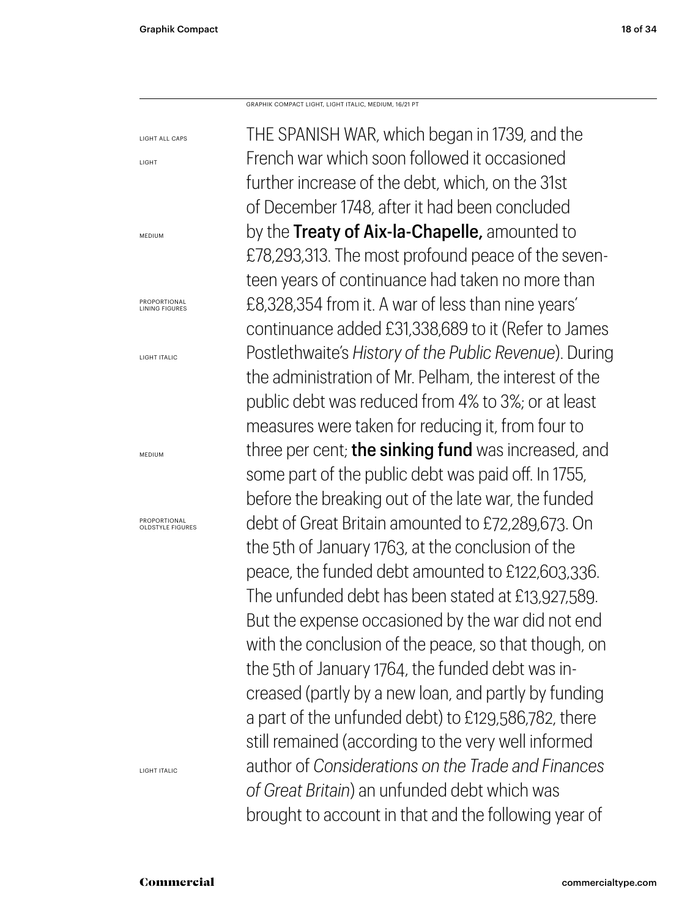GRAPHIK COMPACT LIGHT, LIGHT ITALIC, MEDIUM, 16/21 PT

LIGHT ALL CAPS

LIGHT

MEDIUM

PROPORTIONAL LINING FIGURES

LIGHT ITALIC

MEDIUM

PROPORTIONAL OLDSTYLE FIGURES

LIGHT ITALIC

THE SPANISH WAR, which began in 1739, and the French war which soon followed it occasioned further increase of the debt, which, on the 31st of December 1748, after it had been concluded by the **Treaty of Aix-la-Chapelle,** amounted to £78,293,313. The most profound peace of the seventeen years of continuance had taken no more than £8,328,354 from it. A war of less than nine years' continuance added £31,338,689 to it (Refer to James Postlethwaite's *History of the Public Revenue*). During the administration of Mr. Pelham, the interest of the public debt was reduced from 4% to 3%; or at least measures were taken for reducing it, from four to three per cent; **the sinking fund** was increased, and some part of the public debt was paid off. In 1755, before the breaking out of the late war, the funded debt of Great Britain amounted to £72,289,673. On the 5th of January 1763, at the conclusion of the peace, the funded debt amounted to £122,603,336. The unfunded debt has been stated at £13,927,589. But the expense occasioned by the war did not end with the conclusion of the peace, so that though, on the 5th of January 1764, the funded debt was increased (partly by a new loan, and partly by funding a part of the unfunded debt) to £129,586,782, there still remained (according to the very well informed author of *Considerations on the Trade and Finances of Great Britain*) an unfunded debt which was brought to account in that and the following year of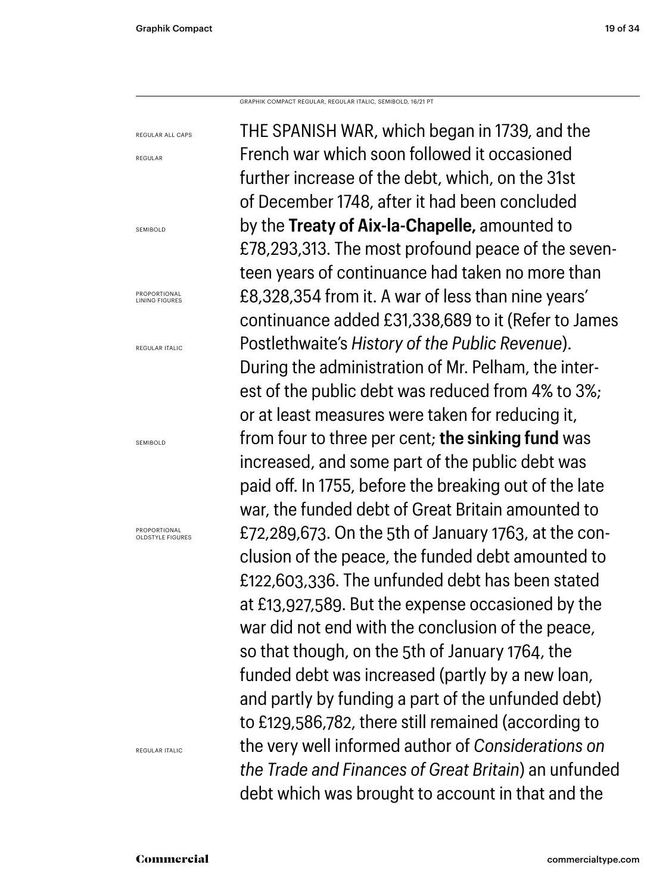GRAPHIK COMPACT REGULAR, REGULAR ITALIC, SEMIBOLD, 16/21 PT

REGULAR ALL CAPS
REGULAR
SEMIBOLD
PROPORTIONAL LINING FIGURES
REGULAR ITALIC
SEMIBOLD
PROPORTIONAL OLDSTYLE FIGURES
REGULAR ITALIC

THE SPANISH WAR, which began in 1739, and the French war which soon followed it occasioned further increase of the debt, which, on the 31st of December 1748, after it had been concluded by the **Treaty of Aix-la-Chapelle,** amounted to £78,293,313. The most profound peace of the seventeen years of continuance had taken no more than £8,328,354 from it. A war of less than nine years' continuance added £31,338,689 to it (Refer to James Postlethwaite's *History of the Public Revenue*). During the administration of Mr. Pelham, the interest of the public debt was reduced from 4% to 3%; or at least measures were taken for reducing it, from four to three per cent; **the sinking fund** was increased, and some part of the public debt was paid off. In 1755, before the breaking out of the late war, the funded debt of Great Britain amounted to £72,289,673. On the 5th of January 1763, at the conclusion of the peace, the funded debt amounted to £122,603,336. The unfunded debt has been stated at £13,927,589. But the expense occasioned by the war did not end with the conclusion of the peace, so that though, on the 5th of January 1764, the funded debt was increased (partly by a new loan, and partly by funding a part of the unfunded debt) to £129,586,782, there still remained (according to the very well informed author of *Considerations on the Trade and Finances of Great Britain*) an unfunded debt which was brought to account in that and the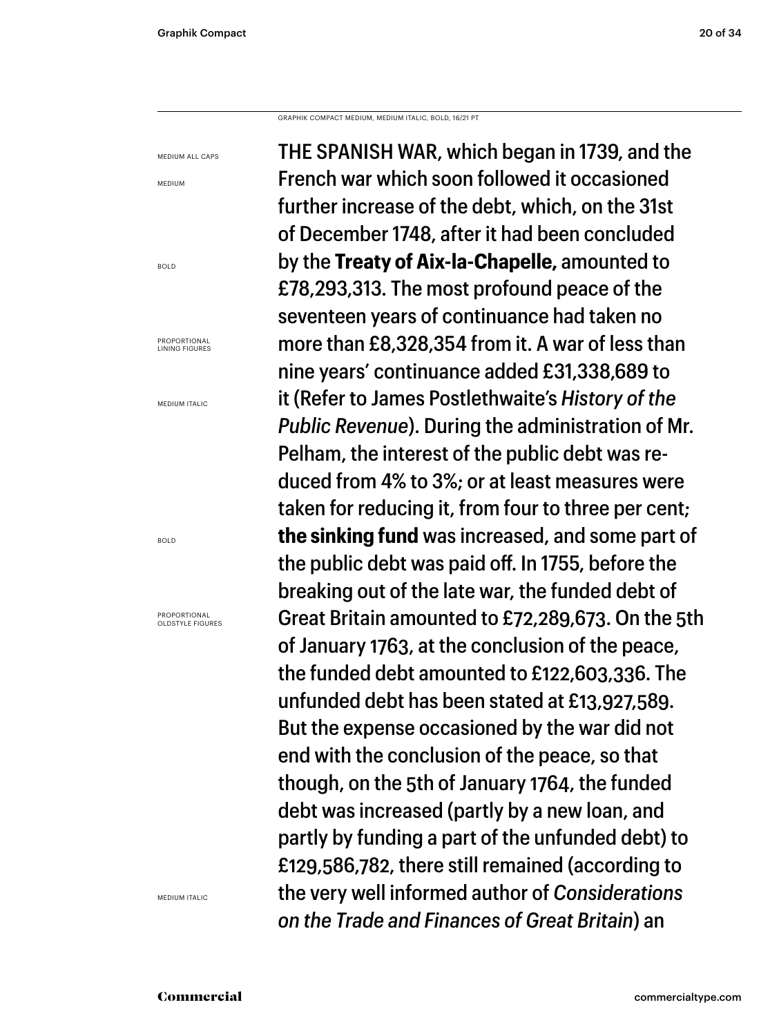GRAPHIK COMPACT MEDIUM, MEDIUM ITALIC, BOLD, 16/21 PT

MEDIUM ALL CAPS

MEDIUM

BOLD

PROPORTIONAL LINING FIGURES

MEDIUM ITALIC

BOLD

PROPORTIONAL OLDSTYLE FIGURES

MEDIUM ITALIC

THE SPANISH WAR, which began in 1739, and the French war which soon followed it occasioned further increase of the debt, which, on the 31st of December 1748, after it had been concluded by the **Treaty of Aix-la-Chapelle,** amounted to £78,293,313. The most profound peace of the seventeen years of continuance had taken no more than £8,328,354 from it. A war of less than nine years' continuance added £31,338,689 to it (Refer to James Postlethwaite's *History of the Public Revenue*). During the administration of Mr. Pelham, the interest of the public debt was reduced from 4% to 3%; or at least measures were taken for reducing it, from four to three per cent; **the sinking fund** was increased, and some part of the public debt was paid off. In 1755, before the breaking out of the late war, the funded debt of Great Britain amounted to £72,289,673. On the 5th of January 1763, at the conclusion of the peace, the funded debt amounted to £122,603,336. The unfunded debt has been stated at £13,927,589. But the expense occasioned by the war did not end with the conclusion of the peace, so that though, on the 5th of January 1764, the funded debt was increased (partly by a new loan, and partly by funding a part of the unfunded debt) to £129,586,782, there still remained (according to the very well informed author of *Considerations on the Trade and Finances of Great Britain*) an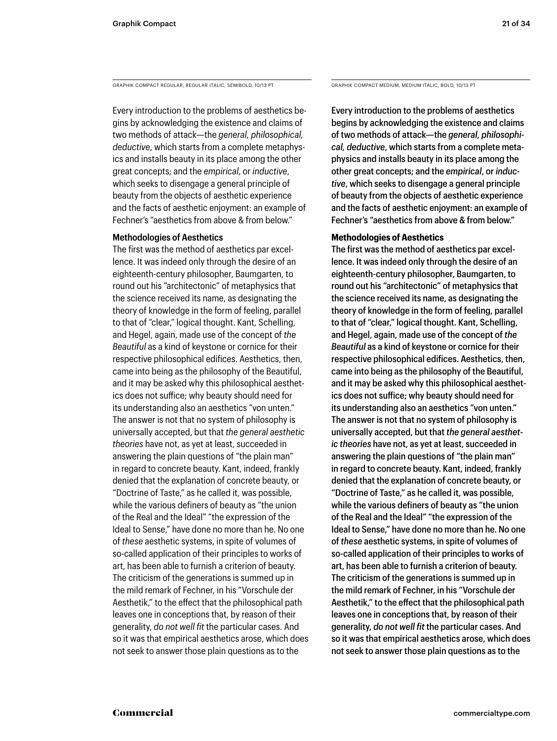GRAPHIK COMPACT REGULAR, REGULAR ITALIC, SEMIBOLD, 10/13 PT

Every introduction to the problems of aesthetics begins by acknowledging the existence and claims of two methods of attack—the *general, philosophical, deductive*, which starts from a complete metaphysics and installs beauty in its place among the other great concepts; and the *empirical*, or *inductive*, which seeks to disengage a general principle of beauty from the objects of aesthetic experience and the facts of aesthetic enjoyment: an example of Fechner's "aesthetics from above & from below."

**Methodologies of Aesthetics**

The first was the method of aesthetics par excellence. It was indeed only through the desire of an eighteenth-century philosopher, Baumgarten, to round out his "architectonic" of metaphysics that the science received its name, as designating the theory of knowledge in the form of feeling, parallel to that of "clear," logical thought. Kant, Schelling, and Hegel, again, made use of the concept of *the Beautiful* as a kind of keystone or cornice for their respective philosophical edifices. Aesthetics, then, came into being as the philosophy of the Beautiful, and it may be asked why this philosophical aesthetics does not suffice; why beauty should need for its understanding also an aesthetics "von unten." The answer is not that no system of philosophy is universally accepted, but that *the general aesthetic theories* have not, as yet at least, succeeded in answering the plain questions of "the plain man" in regard to concrete beauty. Kant, indeed, frankly denied that the explanation of concrete beauty, or "Doctrine of Taste," as he called it, was possible, while the various definers of beauty as "the union of the Real and the Ideal" "the expression of the Ideal to Sense," have done no more than he. No one of *these* aesthetic systems, in spite of volumes of so-called application of their principles to works of art, has been able to furnish a criterion of beauty. The criticism of the generations is summed up in the mild remark of Fechner, in his "Vorschule der Aesthetik," to the effect that the philosophical path leaves one in conceptions that, by reason of their generality, *do not well fit* the particular cases. And so it was that empirical aesthetics arose, which does not seek to answer those plain questions as to the

GRAPHIK COMPACT MEDIUM, MEDIUM ITALIC, BOLD, 10/13 PT

Every introduction to the problems of aesthetics begins by acknowledging the existence and claims of two methods of attack—the *general, philosophical, deductive*, which starts from a complete metaphysics and installs beauty in its place among the other great concepts; and the *empirical*, or *inductive*, which seeks to disengage a general principle of beauty from the objects of aesthetic experience and the facts of aesthetic enjoyment: an example of Fechner's "aesthetics from above & from below."

**Methodologies of Aesthetics**

The first was the method of aesthetics par excellence. It was indeed only through the desire of an eighteenth-century philosopher, Baumgarten, to round out his "architectonic" of metaphysics that the science received its name, as designating the theory of knowledge in the form of feeling, parallel to that of "clear," logical thought. Kant, Schelling, and Hegel, again, made use of the concept of *the Beautiful* as a kind of keystone or cornice for their respective philosophical edifices. Aesthetics, then, came into being as the philosophy of the Beautiful, and it may be asked why this philosophical aesthetics does not suffice; why beauty should need for its understanding also an aesthetics "von unten." The answer is not that no system of philosophy is universally accepted, but that *the general aesthetic theories* have not, as yet at least, succeeded in answering the plain questions of "the plain man" in regard to concrete beauty. Kant, indeed, frankly denied that the explanation of concrete beauty, or "Doctrine of Taste," as he called it, was possible, while the various definers of beauty as "the union of the Real and the Ideal" "the expression of the Ideal to Sense," have done no more than he. No one of *these* aesthetic systems, in spite of volumes of so-called application of their principles to works of art, has been able to furnish a criterion of beauty. The criticism of the generations is summed up in the mild remark of Fechner, in his "Vorschule der Aesthetik," to the effect that the philosophical path leaves one in conceptions that, by reason of their generality, *do not well fit* the particular cases. And so it was that empirical aesthetics arose, which does not seek to answer those plain questions as to the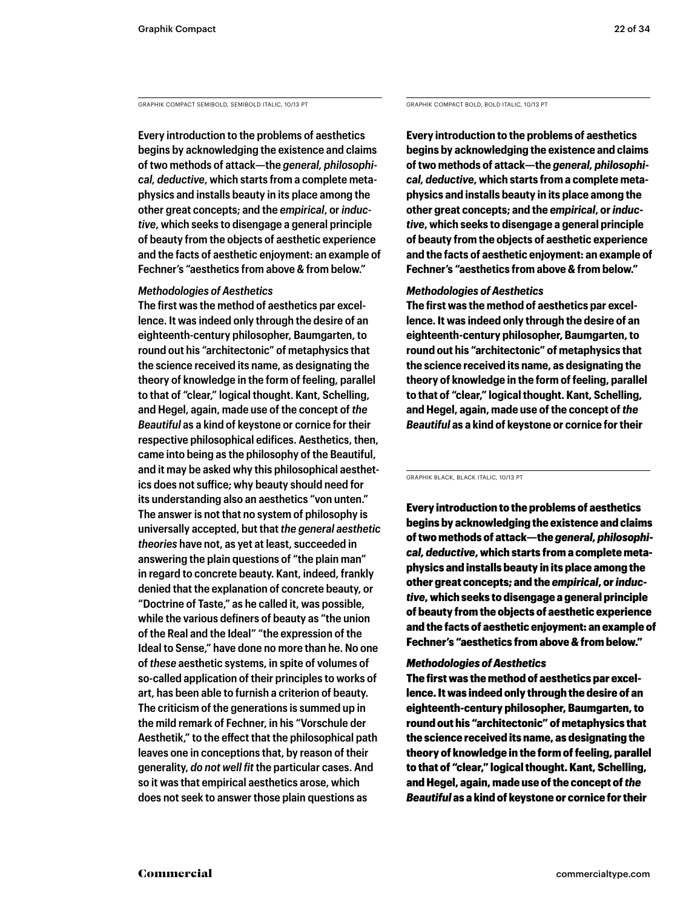GRAPHIK COMPACT SEMIBOLD, SEMIBOLD ITALIC, 10/13 PT

Every introduction to the problems of aesthetics begins by acknowledging the existence and claims of two methods of attack—the *general, philosophical, deductive*, which starts from a complete metaphysics and installs beauty in its place among the other great concepts; and the *empirical*, or *inductive*, which seeks to disengage a general principle of beauty from the objects of aesthetic experience and the facts of aesthetic enjoyment: an example of Fechner's "aesthetics from above & from below."

*Methodologies of Aesthetics*
The first was the method of aesthetics par excellence. It was indeed only through the desire of an eighteenth-century philosopher, Baumgarten, to round out his "architectonic" of metaphysics that the science received its name, as designating the theory of knowledge in the form of feeling, parallel to that of "clear," logical thought. Kant, Schelling, and Hegel, again, made use of the concept of *the Beautiful* as a kind of keystone or cornice for their respective philosophical edifices. Aesthetics, then, came into being as the philosophy of the Beautiful, and it may be asked why this philosophical aesthetics does not suffice; why beauty should need for its understanding also an aesthetics "von unten." The answer is not that no system of philosophy is universally accepted, but that *the general aesthetic theories* have not, as yet at least, succeeded in answering the plain questions of "the plain man" in regard to concrete beauty. Kant, indeed, frankly denied that the explanation of concrete beauty, or "Doctrine of Taste," as he called it, was possible, while the various definers of beauty as "the union of the Real and the Ideal" "the expression of the Ideal to Sense," have done no more than he. No one of *these* aesthetic systems, in spite of volumes of so-called application of their principles to works of art, has been able to furnish a criterion of beauty. The criticism of the generations is summed up in the mild remark of Fechner, in his "Vorschule der Aesthetik," to the effect that the philosophical path leaves one in conceptions that, by reason of their generality, *do not well fit* the particular cases. And so it was that empirical aesthetics arose, which does not seek to answer those plain questions as

GRAPHIK COMPACT BOLD, BOLD ITALIC, 10/13 PT

**Every introduction to the problems of aesthetics begins by acknowledging the existence and claims of two methods of attack—the *general, philosophical, deductive*, which starts from a complete metaphysics and installs beauty in its place among the other great concepts; and the *empirical*, or *inductive*, which seeks to disengage a general principle of beauty from the objects of aesthetic experience and the facts of aesthetic enjoyment: an example of Fechner's "aesthetics from above & from below."**

***Methodologies of Aesthetics***
**The first was the method of aesthetics par excellence. It was indeed only through the desire of an eighteenth-century philosopher, Baumgarten, to round out his "architectonic" of metaphysics that the science received its name, as designating the theory of knowledge in the form of feeling, parallel to that of "clear," logical thought. Kant, Schelling, and Hegel, again, made use of the concept of *the Beautiful* as a kind of keystone or cornice for their**

GRAPHIK BLACK, BLACK ITALIC, 10/13 PT

**Every introduction to the problems of aesthetics begins by acknowledging the existence and claims of two methods of attack—the *general, philosophical, deductive*, which starts from a complete metaphysics and installs beauty in its place among the other great concepts; and the *empirical*, or *inductive*, which seeks to disengage a general principle of beauty from the objects of aesthetic experience and the facts of aesthetic enjoyment: an example of Fechner's "aesthetics from above & from below."**

***Methodologies of Aesthetics***
**The first was the method of aesthetics par excellence. It was indeed only through the desire of an eighteenth-century philosopher, Baumgarten, to round out his "architectonic" of metaphysics that the science received its name, as designating the theory of knowledge in the form of feeling, parallel to that of "clear," logical thought. Kant, Schelling, and Hegel, again, made use of the concept of *the Beautiful* as a kind of keystone or cornice for their**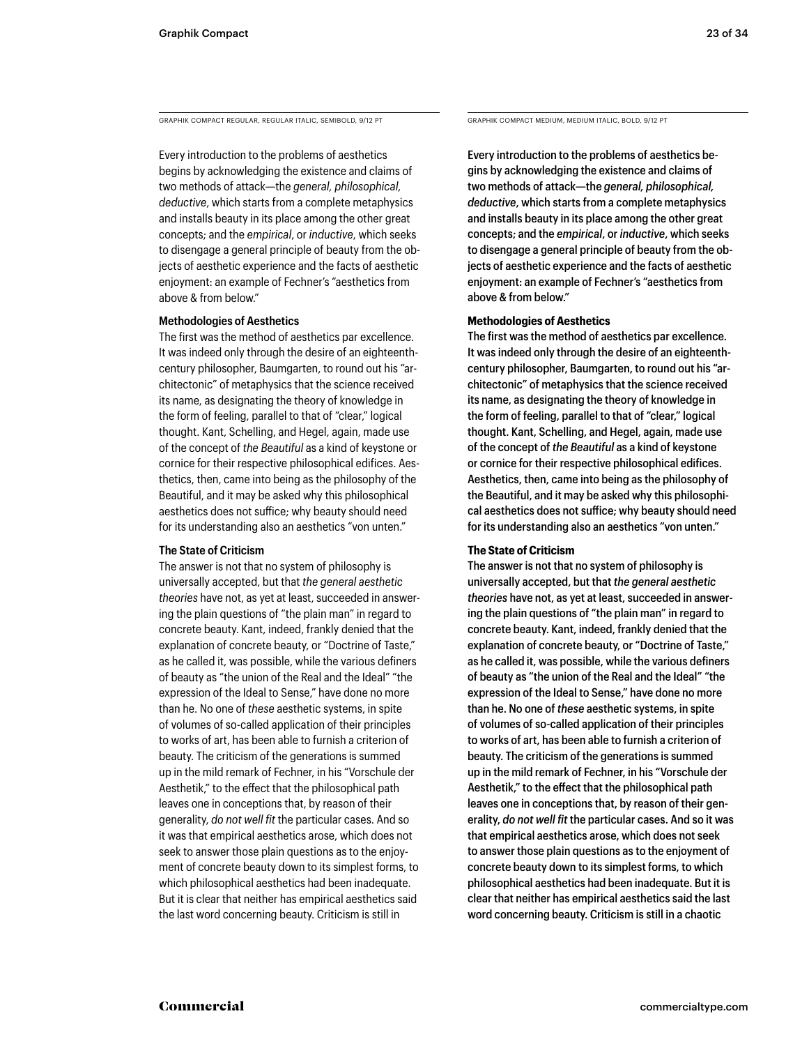GRAPHIK COMPACT REGULAR, REGULAR ITALIC, SEMIBOLD, 9/12 PT

Every introduction to the problems of aesthetics begins by acknowledging the existence and claims of two methods of attack—the *general, philosophical, deductive*, which starts from a complete metaphysics and installs beauty in its place among the other great concepts; and the *empirical*, or *inductive*, which seeks to disengage a general principle of beauty from the objects of aesthetic experience and the facts of aesthetic enjoyment: an example of Fechner's "aesthetics from above & from below."

**Methodologies of Aesthetics**

The first was the method of aesthetics par excellence. It was indeed only through the desire of an eighteenth-century philosopher, Baumgarten, to round out his "architectonic" of metaphysics that the science received its name, as designating the theory of knowledge in the form of feeling, parallel to that of "clear," logical thought. Kant, Schelling, and Hegel, again, made use of the concept of *the Beautiful* as a kind of keystone or cornice for their respective philosophical edifices. Aesthetics, then, came into being as the philosophy of the Beautiful, and it may be asked why this philosophical aesthetics does not suffice; why beauty should need for its understanding also an aesthetics "von unten."

**The State of Criticism**

The answer is not that no system of philosophy is universally accepted, but that *the general aesthetic theories* have not, as yet at least, succeeded in answering the plain questions of "the plain man" in regard to concrete beauty. Kant, indeed, frankly denied that the explanation of concrete beauty, or "Doctrine of Taste," as he called it, was possible, while the various definers of beauty as "the union of the Real and the Ideal" "the expression of the Ideal to Sense," have done no more than he. No one of *these* aesthetic systems, in spite of volumes of so-called application of their principles to works of art, has been able to furnish a criterion of beauty. The criticism of the generations is summed up in the mild remark of Fechner, in his "Vorschule der Aesthetik," to the effect that the philosophical path leaves one in conceptions that, by reason of their generality, *do not well fit* the particular cases. And so it was that empirical aesthetics arose, which does not seek to answer those plain questions as to the enjoyment of concrete beauty down to its simplest forms, to which philosophical aesthetics had been inadequate. But it is clear that neither has empirical aesthetics said the last word concerning beauty. Criticism is still in

GRAPHIK COMPACT MEDIUM, MEDIUM ITALIC, BOLD, 9/12 PT

Every introduction to the problems of aesthetics begins by acknowledging the existence and claims of two methods of attack—the *general, philosophical, deductive*, which starts from a complete metaphysics and installs beauty in its place among the other great concepts; and the *empirical*, or *inductive*, which seeks to disengage a general principle of beauty from the objects of aesthetic experience and the facts of aesthetic enjoyment: an example of Fechner's "aesthetics from above & from below."

**Methodologies of Aesthetics**

The first was the method of aesthetics par excellence. It was indeed only through the desire of an eighteenth-century philosopher, Baumgarten, to round out his "architectonic" of metaphysics that the science received its name, as designating the theory of knowledge in the form of feeling, parallel to that of "clear," logical thought. Kant, Schelling, and Hegel, again, made use of the concept of *the Beautiful* as a kind of keystone or cornice for their respective philosophical edifices. Aesthetics, then, came into being as the philosophy of the Beautiful, and it may be asked why this philosophical aesthetics does not suffice; why beauty should need for its understanding also an aesthetics "von unten."

**The State of Criticism**

The answer is not that no system of philosophy is universally accepted, but that *the general aesthetic theories* have not, as yet at least, succeeded in answering the plain questions of "the plain man" in regard to concrete beauty. Kant, indeed, frankly denied that the explanation of concrete beauty, or "Doctrine of Taste," as he called it, was possible, while the various definers of beauty as "the union of the Real and the Ideal" "the expression of the Ideal to Sense," have done no more than he. No one of *these* aesthetic systems, in spite of volumes of so-called application of their principles to works of art, has been able to furnish a criterion of beauty. The criticism of the generations is summed up in the mild remark of Fechner, in his "Vorschule der Aesthetik," to the effect that the philosophical path leaves one in conceptions that, by reason of their generality, *do not well fit* the particular cases. And so it was that empirical aesthetics arose, which does not seek to answer those plain questions as to the enjoyment of concrete beauty down to its simplest forms, to which philosophical aesthetics had been inadequate. But it is clear that neither has empirical aesthetics said the last word concerning beauty. Criticism is still in a chaotic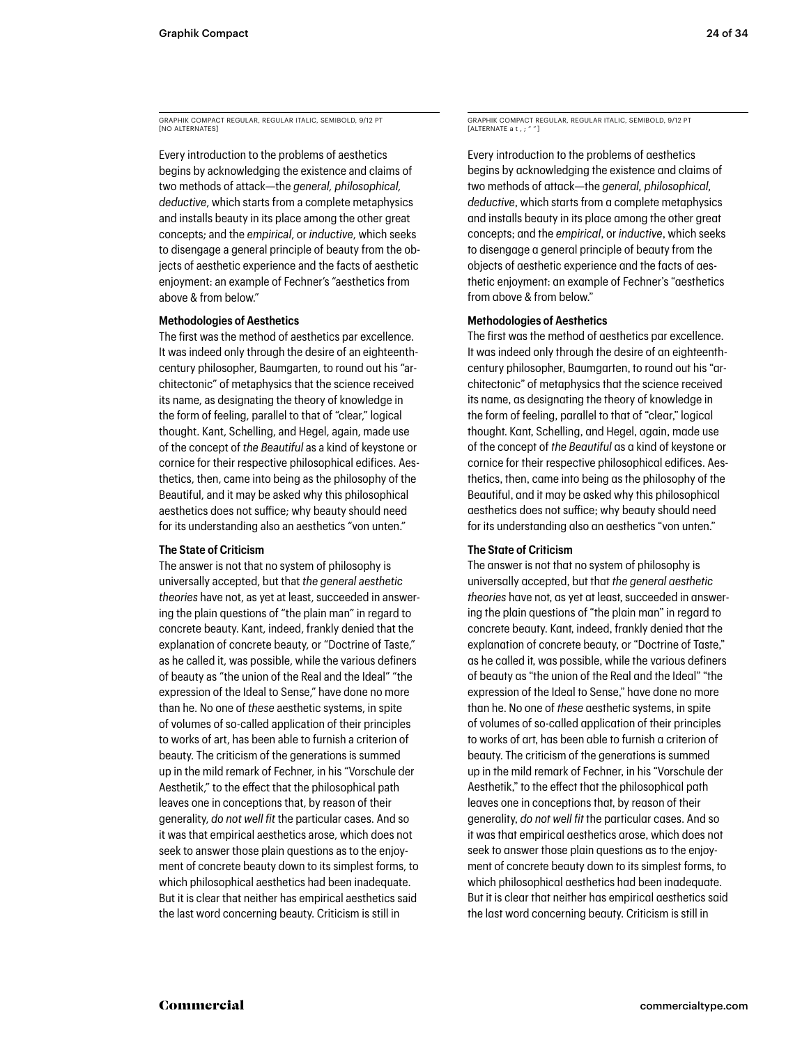GRAPHIK COMPACT REGULAR, REGULAR ITALIC, SEMIBOLD, 9/12 PT
[NO ALTERNATES]

Every introduction to the problems of aesthetics begins by acknowledging the existence and claims of two methods of attack—the *general, philosophical, deductive*, which starts from a complete metaphysics and installs beauty in its place among the other great concepts; and the *empirical*, or *inductive*, which seeks to disengage a general principle of beauty from the objects of aesthetic experience and the facts of aesthetic enjoyment: an example of Fechner's "aesthetics from above & from below."

**Methodologies of Aesthetics**

The first was the method of aesthetics par excellence. It was indeed only through the desire of an eighteenth-century philosopher, Baumgarten, to round out his "architectonic" of metaphysics that the science received its name, as designating the theory of knowledge in the form of feeling, parallel to that of "clear," logical thought. Kant, Schelling, and Hegel, again, made use of the concept of *the Beautiful* as a kind of keystone or cornice for their respective philosophical edifices. Aesthetics, then, came into being as the philosophy of the Beautiful, and it may be asked why this philosophical aesthetics does not suffice; why beauty should need for its understanding also an aesthetics "von unten."

**The State of Criticism**

The answer is not that no system of philosophy is universally accepted, but that *the general aesthetic theories* have not, as yet at least, succeeded in answering the plain questions of "the plain man" in regard to concrete beauty. Kant, indeed, frankly denied that the explanation of concrete beauty, or "Doctrine of Taste," as he called it, was possible, while the various definers of beauty as "the union of the Real and the Ideal" "the expression of the Ideal to Sense," have done no more than he. No one of *these* aesthetic systems, in spite of volumes of so-called application of their principles to works of art, has been able to furnish a criterion of beauty. The criticism of the generations is summed up in the mild remark of Fechner, in his "Vorschule der Aesthetik," to the effect that the philosophical path leaves one in conceptions that, by reason of their generality, *do not well fit* the particular cases. And so it was that empirical aesthetics arose, which does not seek to answer those plain questions as to the enjoyment of concrete beauty down to its simplest forms, to which philosophical aesthetics had been inadequate. But it is clear that neither has empirical aesthetics said the last word concerning beauty. Criticism is still in

GRAPHIK COMPACT REGULAR, REGULAR ITALIC, SEMIBOLD, 9/12 PT
[ALTERNATE a t , ; " "]

Every introduction to the problems of aesthetics begins by acknowledging the existence and claims of two methods of attack—the *general*, *philosophical*, *deductive*, which starts from a complete metaphysics and installs beauty in its place among the other great concepts; and the *empirical*, or *inductive*, which seeks to disengage a general principle of beauty from the objects of aesthetic experience and the facts of aesthetic enjoyment: an example of Fechner's "aesthetics from above & from below."

**Methodologies of Aesthetics**

The first was the method of aesthetics par excellence. It was indeed only through the desire of an eighteenth-century philosopher, Baumgarten, to round out his "architectonic" of metaphysics that the science received its name, as designating the theory of knowledge in the form of feeling, parallel to that of "clear," logical thought. Kant, Schelling, and Hegel, again, made use of the concept of *the Beautiful* as a kind of keystone or cornice for their respective philosophical edifices. Aesthetics, then, came into being as the philosophy of the Beautiful, and it may be asked why this philosophical aesthetics does not suffice; why beauty should need for its understanding also an aesthetics "von unten."

**The State of Criticism**

The answer is not that no system of philosophy is universally accepted, but that *the general aesthetic theories* have not, as yet at least, succeeded in answering the plain questions of "the plain man" in regard to concrete beauty. Kant, indeed, frankly denied that the explanation of concrete beauty, or "Doctrine of Taste," as he called it, was possible, while the various definers of beauty as "the union of the Real and the Ideal" "the expression of the Ideal to Sense," have done no more than he. No one of *these* aesthetic systems, in spite of volumes of so-called application of their principles to works of art, has been able to furnish a criterion of beauty. The criticism of the generations is summed up in the mild remark of Fechner, in his "Vorschule der Aesthetik," to the effect that the philosophical path leaves one in conceptions that, by reason of their generality, *do not well fit* the particular cases. And so it was that empirical aesthetics arose, which does not seek to answer those plain questions as to the enjoyment of concrete beauty down to its simplest forms, to which philosophical aesthetics had been inadequate. But it is clear that neither has empirical aesthetics said the last word concerning beauty. Criticism is still in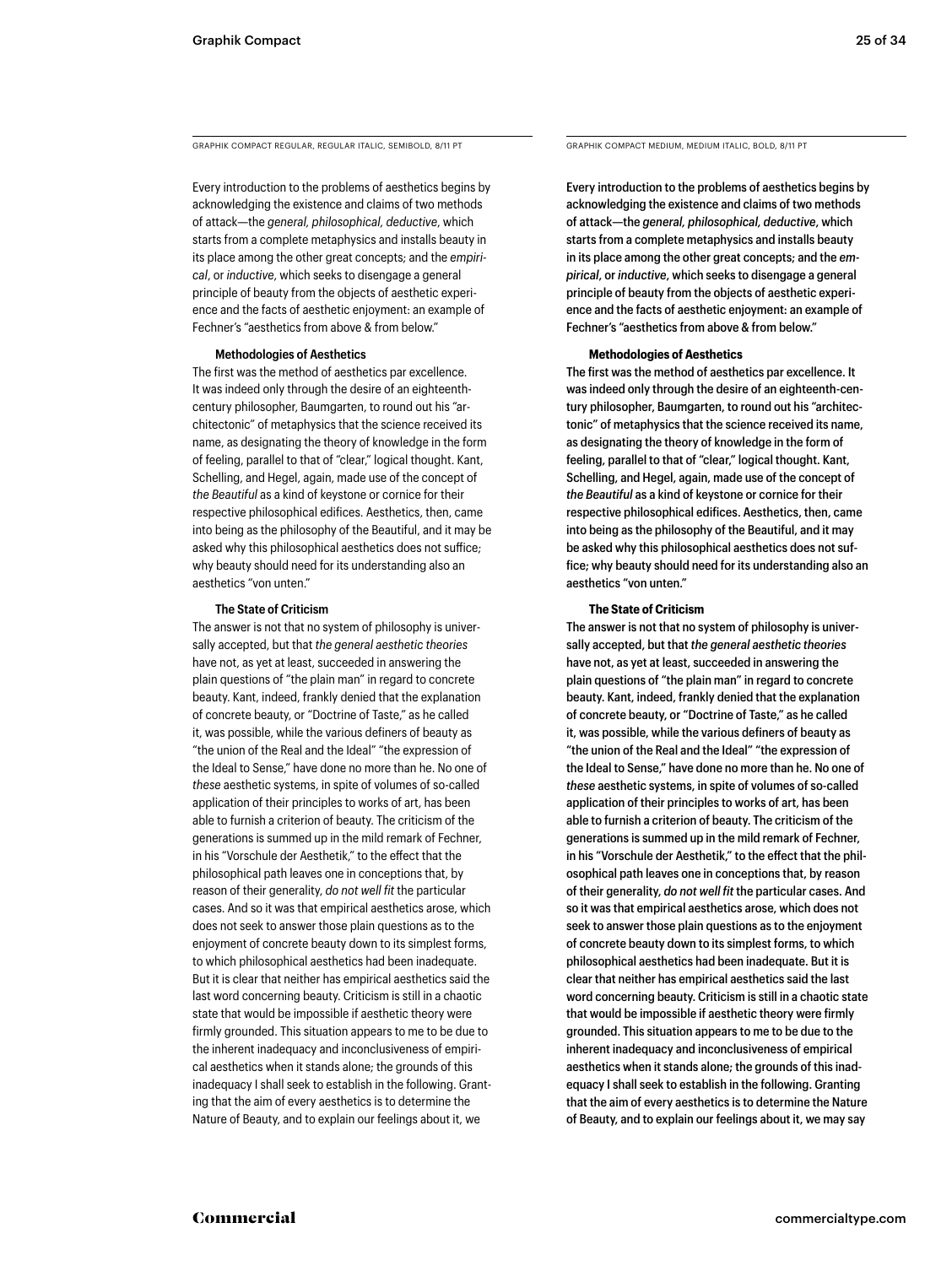GRAPHIK COMPACT REGULAR, REGULAR ITALIC, SEMIBOLD, 8/11 PT

Every introduction to the problems of aesthetics begins by acknowledging the existence and claims of two methods of attack—the *general, philosophical, deductive*, which starts from a complete metaphysics and installs beauty in its place among the other great concepts; and the *empirical*, or *inductive*, which seeks to disengage a general principle of beauty from the objects of aesthetic experience and the facts of aesthetic enjoyment: an example of Fechner's "aesthetics from above & from below."

**Methodologies of Aesthetics**

The first was the method of aesthetics par excellence. It was indeed only through the desire of an eighteenth-century philosopher, Baumgarten, to round out his "architectonic" of metaphysics that the science received its name, as designating the theory of knowledge in the form of feeling, parallel to that of "clear," logical thought. Kant, Schelling, and Hegel, again, made use of the concept of *the Beautiful* as a kind of keystone or cornice for their respective philosophical edifices. Aesthetics, then, came into being as the philosophy of the Beautiful, and it may be asked why this philosophical aesthetics does not suffice; why beauty should need for its understanding also an aesthetics "von unten."

**The State of Criticism**

The answer is not that no system of philosophy is universally accepted, but that *the general aesthetic theories* have not, as yet at least, succeeded in answering the plain questions of "the plain man" in regard to concrete beauty. Kant, indeed, frankly denied that the explanation of concrete beauty, or "Doctrine of Taste," as he called it, was possible, while the various definers of beauty as "the union of the Real and the Ideal" "the expression of the Ideal to Sense," have done no more than he. No one of *these* aesthetic systems, in spite of volumes of so-called application of their principles to works of art, has been able to furnish a criterion of beauty. The criticism of the generations is summed up in the mild remark of Fechner, in his "Vorschule der Aesthetik," to the effect that the philosophical path leaves one in conceptions that, by reason of their generality, *do not well fit* the particular cases. And so it was that empirical aesthetics arose, which does not seek to answer those plain questions as to the enjoyment of concrete beauty down to its simplest forms, to which philosophical aesthetics had been inadequate. But it is clear that neither has empirical aesthetics said the last word concerning beauty. Criticism is still in a chaotic state that would be impossible if aesthetic theory were firmly grounded. This situation appears to me to be due to the inherent inadequacy and inconclusiveness of empirical aesthetics when it stands alone; the grounds of this inadequacy I shall seek to establish in the following. Granting that the aim of every aesthetics is to determine the Nature of Beauty, and to explain our feelings about it, we

GRAPHIK COMPACT MEDIUM, MEDIUM ITALIC, BOLD, 8/11 PT

Every introduction to the problems of aesthetics begins by acknowledging the existence and claims of two methods of attack—the *general, philosophical, deductive*, which starts from a complete metaphysics and installs beauty in its place among the other great concepts; and the *empirical*, or *inductive*, which seeks to disengage a general principle of beauty from the objects of aesthetic experience and the facts of aesthetic enjoyment: an example of Fechner's "aesthetics from above & from below."

**Methodologies of Aesthetics**

The first was the method of aesthetics par excellence. It was indeed only through the desire of an eighteenth-century philosopher, Baumgarten, to round out his "architectonic" of metaphysics that the science received its name, as designating the theory of knowledge in the form of feeling, parallel to that of "clear," logical thought. Kant, Schelling, and Hegel, again, made use of the concept of *the Beautiful* as a kind of keystone or cornice for their respective philosophical edifices. Aesthetics, then, came into being as the philosophy of the Beautiful, and it may be asked why this philosophical aesthetics does not suffice; why beauty should need for its understanding also an aesthetics "von unten."

**The State of Criticism**

The answer is not that no system of philosophy is universally accepted, but that *the general aesthetic theories* have not, as yet at least, succeeded in answering the plain questions of "the plain man" in regard to concrete beauty. Kant, indeed, frankly denied that the explanation of concrete beauty, or "Doctrine of Taste," as he called it, was possible, while the various definers of beauty as "the union of the Real and the Ideal" "the expression of the Ideal to Sense," have done no more than he. No one of *these* aesthetic systems, in spite of volumes of so-called application of their principles to works of art, has been able to furnish a criterion of beauty. The criticism of the generations is summed up in the mild remark of Fechner, in his "Vorschule der Aesthetik," to the effect that the philosophical path leaves one in conceptions that, by reason of their generality, *do not well fit* the particular cases. And so it was that empirical aesthetics arose, which does not seek to answer those plain questions as to the enjoyment of concrete beauty down to its simplest forms, to which philosophical aesthetics had been inadequate. But it is clear that neither has empirical aesthetics said the last word concerning beauty. Criticism is still in a chaotic state that would be impossible if aesthetic theory were firmly grounded. This situation appears to me to be due to the inherent inadequacy and inconclusiveness of empirical aesthetics when it stands alone; the grounds of this inadequacy I shall seek to establish in the following. Granting that the aim of every aesthetics is to determine the Nature of Beauty, and to explain our feelings about it, we may say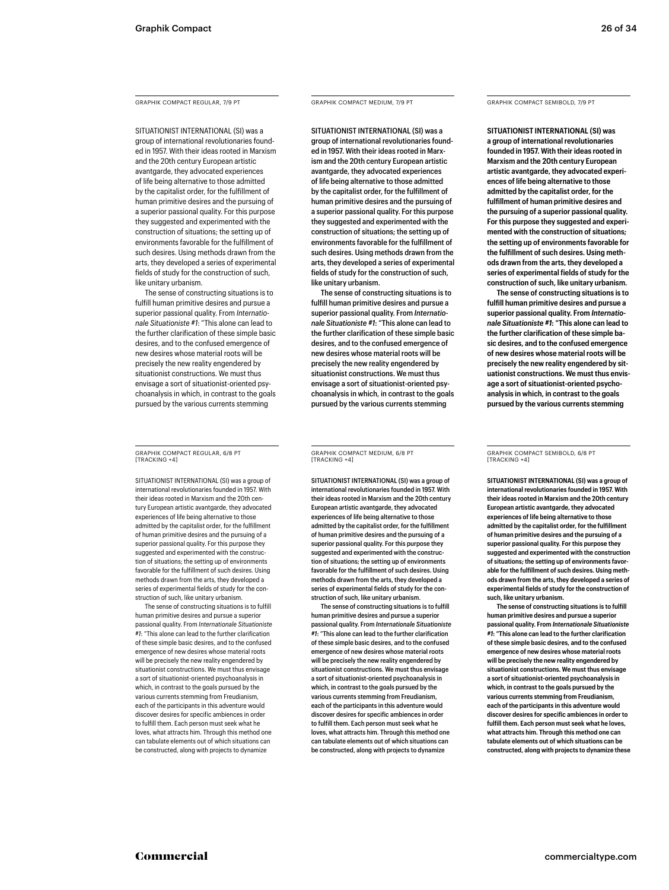### GRAPHIK COMPACT REGULAR, 7/9 PT

SITUATIONIST INTERNATIONAL (SI) was a group of international revolutionaries founded in 1957. With their ideas rooted in Marxism and the 20th century European artistic avantgarde, they advocated experiences of life being alternative to those admitted by the capitalist order, for the fulfillment of human primitive desires and the pursuing of a superior passional quality. For this purpose they suggested and experimented with the construction of situations; the setting up of environments favorable for the fulfillment of such desires. Using methods drawn from the arts, they developed a series of experimental fields of study for the construction of such, like unitary urbanism.

The sense of constructing situations is to fulfill human primitive desires and pursue a superior passional quality. From *Internationale Situationiste #1*: "This alone can lead to the further clarification of these simple basic desires, and to the confused emergence of new desires whose material roots will be precisely the new reality engendered by situationist constructions. We must thus envisage a sort of situationist-oriented psychoanalysis in which, in contrast to the goals pursued by the various currents stemming

### GRAPHIK COMPACT MEDIUM, 7/9 PT

SITUATIONIST INTERNATIONAL (SI) was a group of international revolutionaries founded in 1957. With their ideas rooted in Marxism and the 20th century European artistic avantgarde, they advocated experiences of life being alternative to those admitted by the capitalist order, for the fulfillment of human primitive desires and the pursuing of a superior passional quality. For this purpose they suggested and experimented with the construction of situations; the setting up of environments favorable for the fulfillment of such desires. Using methods drawn from the arts, they developed a series of experimental fields of study for the construction of such, like unitary urbanism.

The sense of constructing situations is to fulfill human primitive desires and pursue a superior passional quality. From *Internationale Situationiste #1*: "This alone can lead to the further clarification of these simple basic desires, and to the confused emergence of new desires whose material roots will be precisely the new reality engendered by situationist constructions. We must thus envisage a sort of situationist-oriented psychoanalysis in which, in contrast to the goals pursued by the various currents stemming

### GRAPHIK COMPACT SEMIBOLD, 7/9 PT

**SITUATIONIST INTERNATIONAL (SI) was a group of international revolutionaries founded in 1957. With their ideas rooted in Marxism and the 20th century European artistic avantgarde, they advocated experiences of life being alternative to those admitted by the capitalist order, for the fulfillment of human primitive desires and the pursuing of a superior passional quality. For this purpose they suggested and experimented with the construction of situations; the setting up of environments favorable for the fulfillment of such desires. Using methods drawn from the arts, they developed a series of experimental fields of study for the construction of such, like unitary urbanism.**

**The sense of constructing situations is to fulfill human primitive desires and pursue a superior passional quality. From *Internationale Situationiste #1*: "This alone can lead to the further clarification of these simple basic desires, and to the confused emergence of new desires whose material roots will be precisely the new reality engendered by situationist constructions. We must thus envisage a sort of situationist-oriented psychoanalysis in which, in contrast to the goals pursued by the various currents stemming**

### GRAPHIK COMPACT REGULAR, 6/8 PT [TRACKING +4]

SITUATIONIST INTERNATIONAL (SI) was a group of international revolutionaries founded in 1957. With their ideas rooted in Marxism and the 20th century European artistic avantgarde, they advocated experiences of life being alternative to those admitted by the capitalist order, for the fulfillment of human primitive desires and the pursuing of a superior passional quality. For this purpose they suggested and experimented with the construction of situations; the setting up of environments favorable for the fulfillment of such desires. Using methods drawn from the arts, they developed a series of experimental fields of study for the construction of such, like unitary urbanism.

The sense of constructing situations is to fulfill human primitive desires and pursue a superior passional quality. From *Internationale Situationiste #1*: "This alone can lead to the further clarification of these simple basic desires, and to the confused emergence of new desires whose material roots will be precisely the new reality engendered by situationist constructions. We must thus envisage a sort of situationist-oriented psychoanalysis in which, in contrast to the goals pursued by the various currents stemming from Freudianism, each of the participants in this adventure would discover desires for specific ambiences in order to fulfill them. Each person must seek what he loves, what attracts him. Through this method one can tabulate elements out of which situations can be constructed, along with projects to dynamize

### GRAPHIK COMPACT MEDIUM, 6/8 PT [TRACKING +4]

SITUATIONIST INTERNATIONAL (SI) was a group of international revolutionaries founded in 1957. With their ideas rooted in Marxism and the 20th century European artistic avantgarde, they advocated experiences of life being alternative to those admitted by the capitalist order, for the fulfillment of human primitive desires and the pursuing of a superior passional quality. For this purpose they suggested and experimented with the construction of situations; the setting up of environments favorable for the fulfillment of such desires. Using methods drawn from the arts, they developed a series of experimental fields of study for the construction of such, like unitary urbanism.

The sense of constructing situations is to fulfill human primitive desires and pursue a superior passional quality. From *Internationale Situationiste #1*: "This alone can lead to the further clarification of these simple basic desires, and to the confused emergence of new desires whose material roots will be precisely the new reality engendered by situationist constructions. We must thus envisage a sort of situationist-oriented psychoanalysis in which, in contrast to the goals pursued by the various currents stemming from Freudianism, each of the participants in this adventure would discover desires for specific ambiences in order to fulfill them. Each person must seek what he loves, what attracts him. Through this method one can tabulate elements out of which situations can be constructed, along with projects to dynamize

### GRAPHIK COMPACT SEMIBOLD, 6/8 PT [TRACKING +4]

**SITUATIONIST INTERNATIONAL (SI) was a group of international revolutionaries founded in 1957. With their ideas rooted in Marxism and the 20th century European artistic avantgarde, they advocated experiences of life being alternative to those admitted by the capitalist order, for the fulfillment of human primitive desires and the pursuing of a superior passional quality. For this purpose they suggested and experimented with the construction of situations; the setting up of environments favorable for the fulfillment of such desires. Using methods drawn from the arts, they developed a series of experimental fields of study for the construction of such, like unitary urbanism.**

**The sense of constructing situations is to fulfill human primitive desires and pursue a superior passional quality. From *Internationale Situationiste #1*: "This alone can lead to the further clarification of these simple basic desires, and to the confused emergence of new desires whose material roots will be precisely the new reality engendered by situationist constructions. We must thus envisage a sort of situationist-oriented psychoanalysis in which, in contrast to the goals pursued by the various currents stemming from Freudianism, each of the participants in this adventure would discover desires for specific ambiences in order to fulfill them. Each person must seek what he loves, what attracts him. Through this method one can tabulate elements out of which situations can be constructed, along with projects to dynamize these**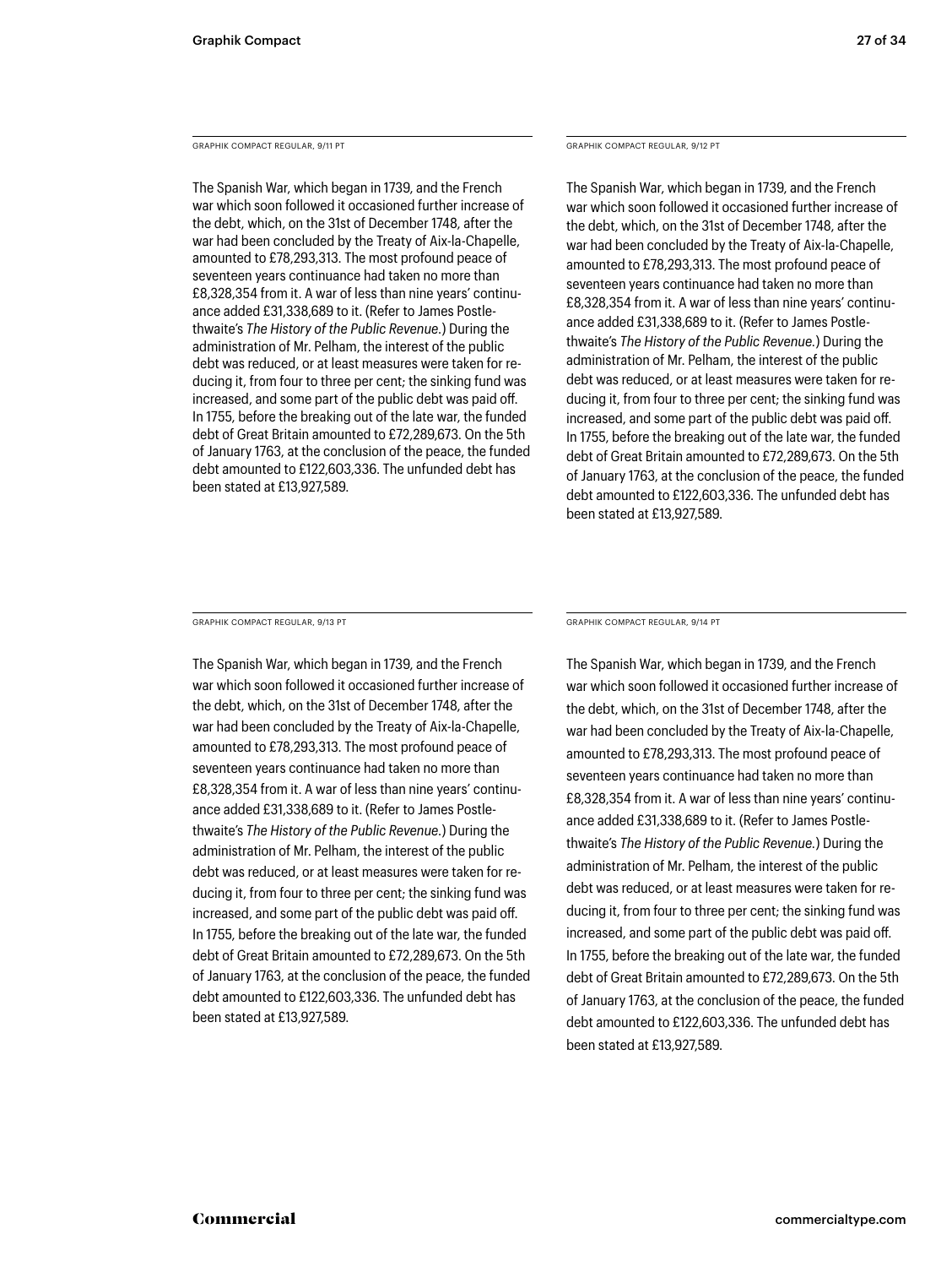GRAPHIK COMPACT REGULAR, 9/11 PT

The Spanish War, which began in 1739, and the French war which soon followed it occasioned further increase of the debt, which, on the 31st of December 1748, after the war had been concluded by the Treaty of Aix-la-Chapelle, amounted to £78,293,313. The most profound peace of seventeen years continuance had taken no more than £8,328,354 from it. A war of less than nine years' continuance added £31,338,689 to it. (Refer to James Postlethwaite's *The History of the Public Revenue.*) During the administration of Mr. Pelham, the interest of the public debt was reduced, or at least measures were taken for reducing it, from four to three per cent; the sinking fund was increased, and some part of the public debt was paid off. In 1755, before the breaking out of the late war, the funded debt of Great Britain amounted to £72,289,673. On the 5th of January 1763, at the conclusion of the peace, the funded debt amounted to £122,603,336. The unfunded debt has been stated at £13,927,589.

GRAPHIK COMPACT REGULAR, 9/12 PT

The Spanish War, which began in 1739, and the French war which soon followed it occasioned further increase of the debt, which, on the 31st of December 1748, after the war had been concluded by the Treaty of Aix-la-Chapelle, amounted to £78,293,313. The most profound peace of seventeen years continuance had taken no more than £8,328,354 from it. A war of less than nine years' continuance added £31,338,689 to it. (Refer to James Postlethwaite's *The History of the Public Revenue.*) During the administration of Mr. Pelham, the interest of the public debt was reduced, or at least measures were taken for reducing it, from four to three per cent; the sinking fund was increased, and some part of the public debt was paid off. In 1755, before the breaking out of the late war, the funded debt of Great Britain amounted to £72,289,673. On the 5th of January 1763, at the conclusion of the peace, the funded debt amounted to £122,603,336. The unfunded debt has been stated at £13,927,589.

GRAPHIK COMPACT REGULAR, 9/13 PT

The Spanish War, which began in 1739, and the French war which soon followed it occasioned further increase of the debt, which, on the 31st of December 1748, after the war had been concluded by the Treaty of Aix-la-Chapelle, amounted to £78,293,313. The most profound peace of seventeen years continuance had taken no more than £8,328,354 from it. A war of less than nine years' continuance added £31,338,689 to it. (Refer to James Postlethwaite's *The History of the Public Revenue.*) During the administration of Mr. Pelham, the interest of the public debt was reduced, or at least measures were taken for reducing it, from four to three per cent; the sinking fund was increased, and some part of the public debt was paid off. In 1755, before the breaking out of the late war, the funded debt of Great Britain amounted to £72,289,673. On the 5th of January 1763, at the conclusion of the peace, the funded debt amounted to £122,603,336. The unfunded debt has been stated at £13,927,589.

GRAPHIK COMPACT REGULAR, 9/14 PT

The Spanish War, which began in 1739, and the French war which soon followed it occasioned further increase of the debt, which, on the 31st of December 1748, after the war had been concluded by the Treaty of Aix-la-Chapelle, amounted to £78,293,313. The most profound peace of seventeen years continuance had taken no more than £8,328,354 from it. A war of less than nine years' continuance added £31,338,689 to it. (Refer to James Postlethwaite's *The History of the Public Revenue.*) During the administration of Mr. Pelham, the interest of the public debt was reduced, or at least measures were taken for reducing it, from four to three per cent; the sinking fund was increased, and some part of the public debt was paid off. In 1755, before the breaking out of the late war, the funded debt of Great Britain amounted to £72,289,673. On the 5th of January 1763, at the conclusion of the peace, the funded debt amounted to £122,603,336. The unfunded debt has been stated at £13,927,589.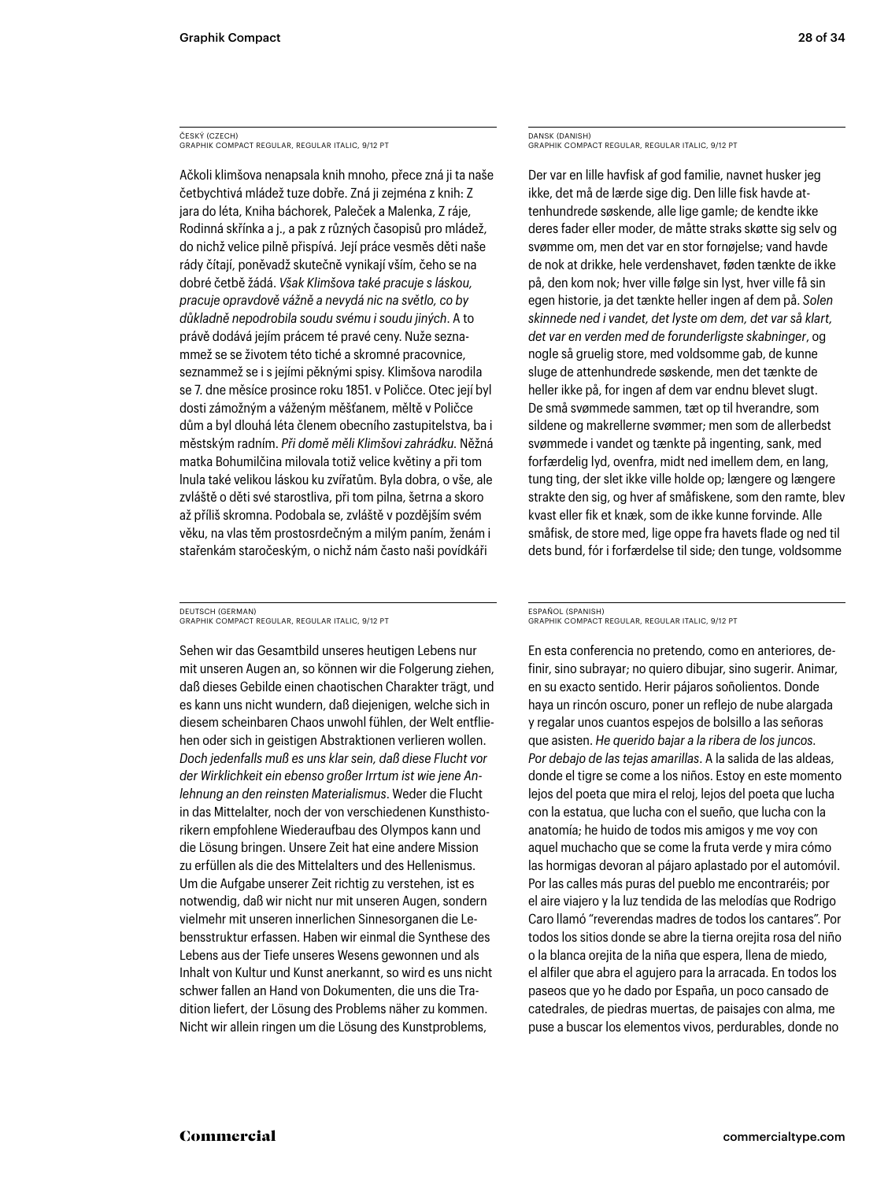ČESKÝ (CZECH)
GRAPHIK COMPACT REGULAR, REGULAR ITALIC, 9/12 PT

Ačkoli klimšova nenapsala knih mnoho, přece zná ji ta naše četbychtivá mládež tuze dobře. Zná ji zejména z knih: Z jara do léta, Kniha báchorek, Paleček a Malenka, Z ráje, Rodinná skřínka a j., a pak z různých časopisů pro mládež, do nichž velice pilně přispívá. Její práce vesměs děti naše rády čítají, poněvadž skutečně vynikají vším, čeho se na dobré četbě žádá. *Však Klimšova také pracuje s láskou, pracuje opravdově vážně a nevydá nic na světlo, co by důkladně nepodrobila soudu svému i soudu jiných*. A to právě dodává jejím prácem té pravé ceny. Nuže seznamměž se se životem této tiché a skromné pracovnice, seznamměž se i s jejími pěknými spisy. Klimšova narodila se 7. dne měsíce prosince roku 1851. v Poličce. Otec její byl dosti zámožným a váženým měšťanem, měltě v Poličce dům a byl dlouhá léta členem obecního zastupitelstva, ba i městským radním. *Při domě měli Klimšovi zahrádku*. Něžná matka Bohumilčina milovala totiž velice květiny a při tom lnula také velikou láskou ku zvířatům. Byla dobra, o vše, ale zvláště o děti své starostliva, při tom pilna, šetrna a skoro až příliš skromna. Podobala se, zvláště v pozdějším svém věku, na vlas těm prostosrdečným a milým paním, ženám i stařenkám staročeským, o nichž nám často naši povídkáři

DANSK (DANISH)
GRAPHIK COMPACT REGULAR, REGULAR ITALIC, 9/12 PT

Der var en lille havfisk af god familie, navnet husker jeg ikke, det må de lærde sige dig. Den lille fisk havde attenhundrede søskende, alle lige gamle; de kendte ikke deres fader eller moder, de måtte straks skøtte sig selv og svømme om, men det var en stor fornøjelse; vand havde de nok at drikke, hele verdenshavet, føden tænkte de ikke på, den kom nok; hver ville følge sin lyst, hver ville få sin egen historie, ja det tænkte heller ingen af dem på. *Solen skinnede ned i vandet, det lyste om dem, det var så klart, det var en verden med de forunderligste skabninger*, og nogle så gruelig store, med voldsomme gab, de kunne sluge de attenhundrede søskende, men det tænkte de heller ikke på, for ingen af dem var endnu blevet slugt. De små svømmede sammen, tæt op til hverandre, som sildene og makrellerne svømmer; men som de allerbedst svømmede i vandet og tænkte på ingenting, sank, med forfærdelig lyd, ovenfra, midt ned imellem dem, en lang, tung ting, der slet ikke ville holde op; længere og længere strakte den sig, og hver af småfiskene, som den ramte, blev kvast eller fik et knæk, som de ikke kunne forvinde. Alle småfisk, de store med, lige oppe fra havets flade og ned til dets bund, fór i forfærdelse til side; den tunge, voldsomme

DEUTSCH (GERMAN)
GRAPHIK COMPACT REGULAR, REGULAR ITALIC, 9/12 PT

Sehen wir das Gesamtbild unseres heutigen Lebens nur mit unseren Augen an, so können wir die Folgerung ziehen, daß dieses Gebilde einen chaotischen Charakter trägt, und es kann uns nicht wundern, daß diejenigen, welche sich in diesem scheinbaren Chaos unwohl fühlen, der Welt entfliehen oder sich in geistigen Abstraktionen verlieren wollen. *Doch jedenfalls muß es uns klar sein, daß diese Flucht vor der Wirklichkeit ein ebenso großer Irrtum ist wie jene Anlehnung an den reinsten Materialismus*. Weder die Flucht in das Mittelalter, noch der von verschiedenen Kunsthistorikern empfohlene Wiederaufbau des Olympos kann und die Lösung bringen. Unsere Zeit hat eine andere Mission zu erfüllen als die des Mittelalters und des Hellenismus. Um die Aufgabe unserer Zeit richtig zu verstehen, ist es notwendig, daß wir nicht nur mit unseren Augen, sondern vielmehr mit unseren innerlichen Sinnesorganen die Lebensstruktur erfassen. Haben wir einmal die Synthese des Lebens aus der Tiefe unseres Wesens gewonnen und als Inhalt von Kultur und Kunst anerkannt, so wird es uns nicht schwer fallen an Hand von Dokumenten, die uns die Tradition liefert, der Lösung des Problems näher zu kommen. Nicht wir allein ringen um die Lösung des Kunstproblems,

ESPAÑOL (SPANISH)
GRAPHIK COMPACT REGULAR, REGULAR ITALIC, 9/12 PT

En esta conferencia no pretendo, como en anteriores, definir, sino subrayar; no quiero dibujar, sino sugerir. Animar, en su exacto sentido. Herir pájaros soñolientos. Donde haya un rincón oscuro, poner un reflejo de nube alargada y regalar unos cuantos espejos de bolsillo a las señoras que asisten. *He querido bajar a la ribera de los juncos. Por debajo de las tejas amarillas*. A la salida de las aldeas, donde el tigre se come a los niños. Estoy en este momento lejos del poeta que mira el reloj, lejos del poeta que lucha con la estatua, que lucha con el sueño, que lucha con la anatomía; he huido de todos mis amigos y me voy con aquel muchacho que se come la fruta verde y mira cómo las hormigas devoran al pájaro aplastado por el automóvil. Por las calles más puras del pueblo me encontraréis; por el aire viajero y la luz tendida de las melodías que Rodrigo Caro llamó "reverendas madres de todos los cantares". Por todos los sitios donde se abre la tierna orejita rosa del niño o la blanca orejita de la niña que espera, llena de miedo, el alfiler que abra el agujero para la arracada. En todos los paseos que yo he dado por España, un poco cansado de catedrales, de piedras muertas, de paisajes con alma, me puse a buscar los elementos vivos, perdurables, donde no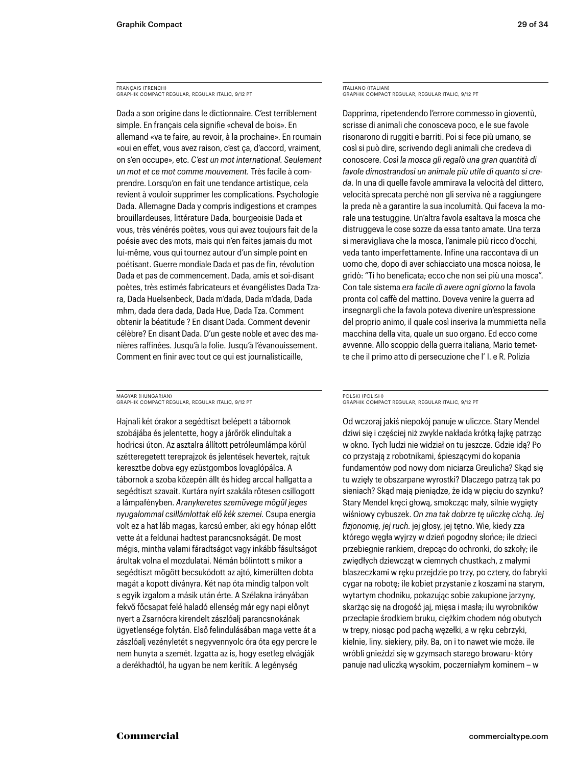FRANÇAIS (FRENCH)
GRAPHIK COMPACT REGULAR, REGULAR ITALIC, 9/12 PT

Dada a son origine dans le dictionnaire. C'est terriblement simple. En français cela signifie «cheval de bois». En allemand «va te faire, au revoir, à la prochaine». En roumain «oui en effet, vous avez raison, c'est ça, d'accord, vraiment, on s'en occupe», etc. *C'est un mot international. Seulement un mot et ce mot comme mouvement.* Très facile à comprendre. Lorsqu'on en fait une tendance artistique, cela revient à vouloir supprimer les complications. Psychologie Dada. Allemagne Dada y compris indigestions et crampes brouillardeuses, littérature Dada, bourgeoisie Dada et vous, très vénérés poètes, vous qui avez toujours fait de la poésie avec des mots, mais qui n'en faites jamais du mot lui-même, vous qui tournez autour d'un simple point en poétisant. Guerre mondiale Dada et pas de fin, révolution Dada et pas de commencement. Dada, amis et soi-disant poètes, très estimés fabricateurs et évangélistes Dada Tzara, Dada Huelsenbeck, Dada m'dada, Dada m'dada, Dada mhm, dada dera dada, Dada Hue, Dada Tza. Comment obtenir la béatitude ? En disant Dada. Comment devenir célèbre? En disant Dada. D'un geste noble et avec des manières raffinées. Jusqu'à la folie. Jusqu'à l'évanouissement. Comment en finir avec tout ce qui est journalisticaille,

ITALIANO (ITALIAN)
GRAPHIK COMPACT REGULAR, REGULAR ITALIC, 9/12 PT

Dapprima, ripetendendo l'errore commesso in gioventù, scrisse di animali che conosceva poco, e le sue favole risonarono di ruggiti e barriti. Poi si fece più umano, se così si può dire, scrivendo degli animali che credeva di conoscere. *Così la mosca gli regalò una gran quantità di favole dimostrandosi un animale più utile di quanto si creda.* In una di quelle favole ammirava la velocità del dittero, velocità sprecata perchè non gli serviva nè a raggiungere la preda nè a garantire la sua incolumità. Qui faceva la morale una testuggine. Un'altra favola esaltava la mosca che distruggeva le cose sozze da essa tanto amate. Una terza si meravigliava che la mosca, l'animale più ricco d'occhi, veda tanto imperfettamente. Infine una raccontava di un uomo che, dopo di aver schiacciato una mosca noiosa, le gridò: "Ti ho beneficata; ecco che non sei più una mosca". Con tale sistema *era facile di avere ogni giorno* la favola pronta col caffè del mattino. Doveva venire la guerra ad insegnargli che la favola poteva divenire un'espressione del proprio animo, il quale così inseriva la mummietta nella macchina della vita, quale un suo organo. Ed ecco come avvenne. Allo scoppio della guerra italiana, Mario temette che il primo atto di persecuzione che l' I. e R. Polizia

MAGYAR (HUNGARIAN)
GRAPHIK COMPACT REGULAR, REGULAR ITALIC, 9/12 PT

Hajnali két órakor a segédtiszt belépett a tábornok szobájába és jelentette, hogy a járőrök elindultak a hodricsi úton. Az asztalra állított petróleumlámpa körül szétteregetett tereprajzok és jelentések hevertek, rajtuk keresztbe dobva egy ezüstgombos lovaglópálca. A tábornok a szoba közepén állt és hideg arccal hallgatta a segédtiszt szavait. Kurtára nyírt szakála rőtesen csillogott a lámpafényben. *Aranykeretes szemüvege mögül jeges nyugalommal csillámlottak elő kék szemei.* Csupa energia volt ez a hat láb magas, karcsú ember, aki egy hónap előtt vette át a feldunai hadtest parancsnokságát. De most mégis, mintha valami fáradtságot vagy inkább fásultságot árultak volna el mozdulatai. Némán bólintott s mikor a segédtiszt mögött becsukódott az ajtó, kimerülten dobta magát a kopott díványra. Két nap óta mindig talpon volt s egyik izgalom a másik után érte. A Szélakna irányában fekvő főcsapat felé haladó ellenség már egy napi előnyt nyert a Zsarnócra kirendelt zászlóalj parancsnokának ügyetlensége folytán. Első felindulásában maga vette át a zászlóalj vezényletét s negyvennyolc óra óta egy percre le nem hunyta a szemét. Izgatta az is, hogy esetleg elvágják a derékhadtól, ha ugyan be nem kerítik. A legénység

POLSKI (POLISH)
GRAPHIK COMPACT REGULAR, REGULAR ITALIC, 9/12 PT

Od wczoraj jakiś niepokój panuje w uliczce. Stary Mendel dziwi się i częściej niż zwykle nakłada krótką łajkę patrząc w okno. Tych ludzi nie widział on tu jeszcze. Gdzie idą? Po co przystają z robotnikami, śpieszącymi do kopania fundamentów pod nowy dom niciarza Greulicha? Skąd się tu wzięły te obszarpane wyrostki? Dlaczego patrzą tak po sieniach? Skąd mają pieniądze, że idą w pięciu do szynku? Stary Mendel kręci głową, smokcząc mały, silnie wygięty wiśniowy cybuszek. *On zna tak dobrze tę uliczkę cichą. Jej fizjonomię, jej ruch.* jej głosy, jej tętno. Wie, kiedy zza którego węgła wyjrzy w dzień pogodny słońce; ile dzieci przebiegnie rankiem, drepcąc do ochronki, do szkoły; ile zwiędłych dziewcząt w ciemnych chustkach, z małymi blaszeczkami w ręku przejdzie po trzy, po cztery, do fabryki cygar na robotę; ile kobiet przystanie z koszami na starym, wytartym chodniku, pokazując sobie zakupione jarzyny, skarżąc się na drogość jaj, mięsa i masła; ilu wyrobników przecłapie środkiem bruku, ciężkim chodem nóg obutych w trepy, niosąc pod pachą węzełki, a w ręku cebrzyki, kielnie, liny. siekiery, piły. Ba, on i to nawet wie może. ile wróbli gnieździ się w gzymsach starego browaru- który panuje nad uliczką wysokim, poczerniałym kominem – w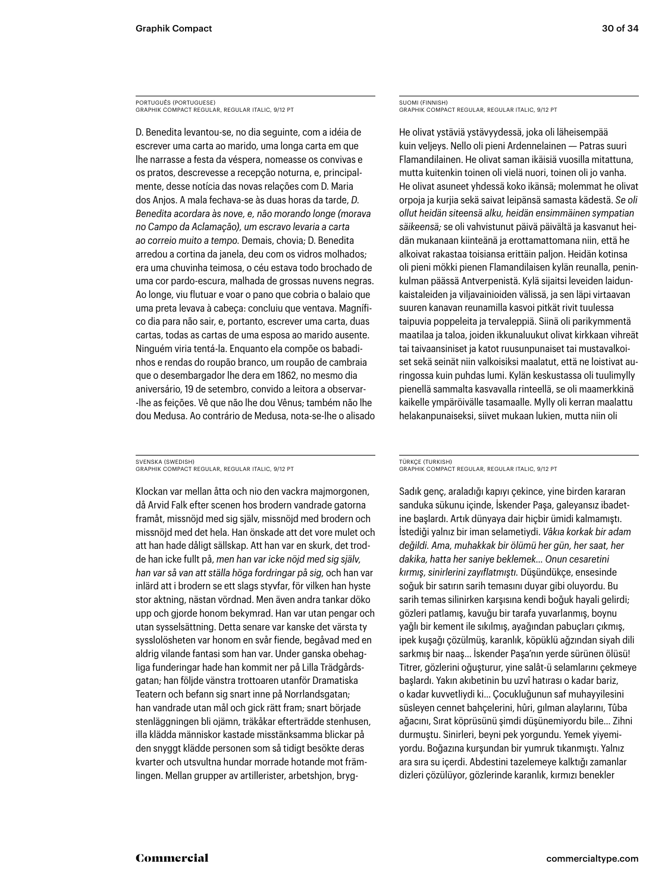PORTUGUÊS (PORTUGUESE)
GRAPHIK COMPACT REGULAR, REGULAR ITALIC, 9/12 PT

D. Benedita levantou-se, no dia seguinte, com a idéia de escrever uma carta ao marido, uma longa carta em que lhe narrasse a festa da véspera, nomeasse os convivas e os pratos, descrevesse a recepção noturna, e, principalmente, desse notícia das novas relações com D. Maria dos Anjos. A mala fechava-se às duas horas da tarde, *D. Benedita acordara às nove, e, não morando longe (morava no Campo da Aclamação), um escravo levaria a carta ao correio muito a tempo.* Demais, chovia; D. Benedita arredou a cortina da janela, deu com os vidros molhados; era uma chuvinha teimosa, o céu estava todo brochado de uma cor pardo-escura, malhada de grossas nuvens negras. Ao longe, viu flutuar e voar o pano que cobria o balaio que uma preta levava à cabeça: concluiu que ventava. Magnífico dia para não sair, e, portanto, escrever uma carta, duas cartas, todas as cartas de uma esposa ao marido ausente. Ninguém viria tentá-la. Enquanto ela compõe os babadinhos e rendas do roupão branco, um roupão de cambraia que o desembargador lhe dera em 1862, no mesmo dia aniversário, 19 de setembro, convido a leitora a observar-lhe as feições. Vê que não lhe dou Vênus; também não lhe dou Medusa. Ao contrário de Medusa, nota-se-lhe o alisado

SUOMI (FINNISH)
GRAPHIK COMPACT REGULAR, REGULAR ITALIC, 9/12 PT

He olivat ystäviä ystävyydessä, joka oli läheisempää kuin veljeys. Nello oli pieni Ardennelainen — Patras suuri Flamandilainen. He olivat saman ikäisiä vuosilla mitattuna, mutta kuitenkin toinen oli vielä nuori, toinen oli jo vanha. He olivat asuneet yhdessä koko ikänsä; molemmat he olivat orpoja ja kurjia sekä saivat leipänsä samasta kädestä. *Se oli ollut heidän siteensä alku, heidän ensimmäinen sympatian säikeensä;* se oli vahvistunut päivä päivältä ja kasvanut heidän mukanaan kiinteänä ja erottamattomana niin, että he alkoivat rakastaa toisiansa erittäin paljon. Heidän kotinsa oli pieni mökki pienen Flamandilaisen kylän reunalla, peninkulman päässä Antverpenistä. Kylä sijaitsi leveiden laidunkaistaleiden ja viljavainioiden välissä, ja sen läpi virtaavan suuren kanavan reunamilla kasvoi pitkät rivit tuulessa taipuvia poppeleita ja tervaleppiä. Siinä oli parikymmentä maatilaa ja taloa, joiden ikkunaluukut olivat kirkkaan vihreät tai taivaansiniset ja katot ruusunpunaiset tai mustavalkoiset sekä seinät niin valkoisiksi maalatut, että ne loistivat auringossa kuin puhdas lumi. Kylän keskustassa oli tuulimylly pienellä sammalta kasvavalla rinteellä, se oli maamerkkinä kaikelle ympäröivälle tasamaalle. Mylly oli kerran maalattu helakanpunaiseksi, siivet mukaan lukien, mutta niin oli

SVENSKA (SWEDISH)
GRAPHIK COMPACT REGULAR, REGULAR ITALIC, 9/12 PT

Klockan var mellan åtta och nio den vackra majmorgonen, då Arvid Falk efter scenen hos brodern vandrade gatorna framåt, missnöjd med sig själv, missnöjd med brodern och missnöjd med det hela. Han önskade att det vore mulet och att han hade dåligt sällskap. Att han var en skurk, det trodde han icke fullt på, *men han var icke nöjd med sig själv, han var så van att ställa höga fordringar på sig,* och han var inlärd att i brodern se ett slags styvfar, för vilken han hyste stor aktning, nästan vördnad. Men även andra tankar döko upp och gjorde honom bekymrad. Han var utan pengar och utan sysselsättning. Detta senare var kanske det värsta ty sysslolösheten var honom en svår fiende, begåvad med en aldrig vilande fantasi som han var. Under ganska obehagliga funderingar hade han kommit ner på Lilla Trädgårdsgatan; han följde vänstra trottoaren utanför Dramatiska Teatern och befann sig snart inne på Norrlandsgatan; han vandrade utan mål och gick rätt fram; snart började stenläggningen bli ojämn, träkåkar efterträdde stenhusen, illa klädda människor kastade misstänksamma blickar på den snyggt klädde personen som så tidigt besökte deras kvarter och utsvultna hundar morrade hotande mot främlingen. Mellan grupper av artillerister, arbetshjon, bryg-

TÜRKÇE (TURKISH)
GRAPHIK COMPACT REGULAR, REGULAR ITALIC, 9/12 PT

Sadık genç, araladığı kapıyı çekince, yine birden kararan sanduka sükunu içinde, İskender Paşa, galeyansız ibadetine başlardı. Artık dünyaya dair hiçbir ümidi kalmamıştı. İstediği yalnız bir iman selametiydi. *Vâkıa korkak bir adam değildi. Ama, muhakkak bir ölümü her gün, her saat, her dakika, hatta her saniye beklemek… Onun cesaretini kırmış, sinirlerini zayıflatmıştı.* Düşündükçe, ensesinde soğuk bir satırın sarih temasını duyar gibi oluyordu. Bu sarih temas silinirken karşısına kendi boğuk hayali gelirdi; gözleri patlamış, kavuğu bir tarafa yuvarlanmış, boynu yağlı bir kement ile sıkılmış, ayağından pabuçları çıkmış, ipek kuşağı çözülmüş, karanlık, köpüklü ağzından siyah dili sarkmış bir naaş… İskender Paşa'nın yerde sürünen ölüsü! Titrer, gözlerini oğuşturur, yine salât-ü selamlarını çekmeye başlardı. Yakın akıbetinin bu uzvî hatırası o kadar bariz, o kadar kuvvetliydi ki… Çocukluğunun saf muhayyilesini süsleyen cennet bahçelerini, hûri, gılman alaylarını, Tûba ağacını, Sırat köprüsünü şimdi düşünemiyordu bile… Zihni durmuştu. Sinirleri, beyni pek yorgundu. Yemek yiyemiyordu. Boğazına kurşundan bir yumruk tıkanmıştı. Yalnız ara sıra su içerdi. Abdestini tazelemeye kalktığı zamanlar dizleri çözülüyor, gözlerinde karanlık, kırmızı benekler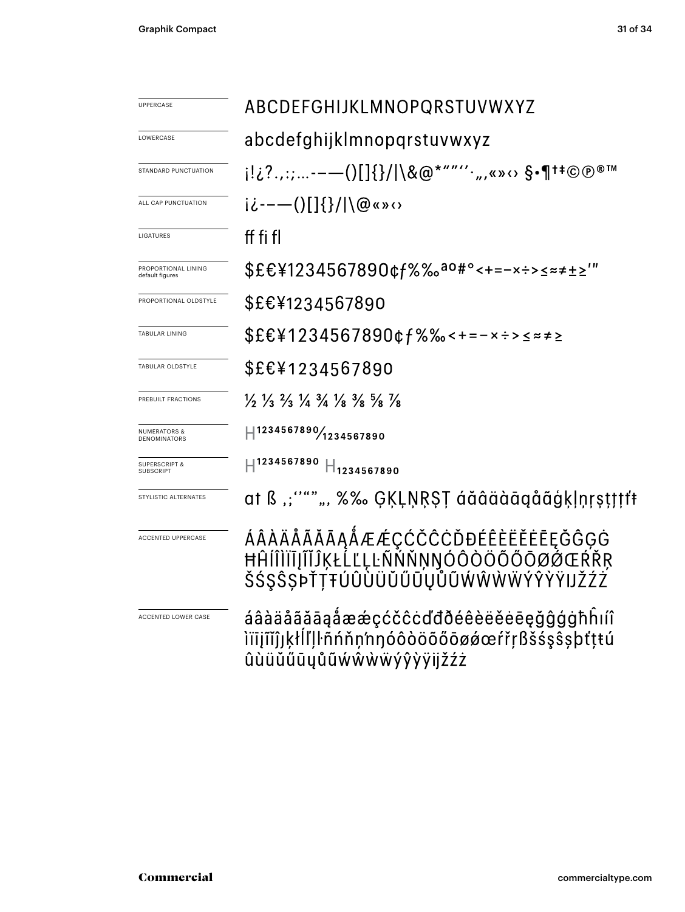| | |
|---|---|
| UPPERCASE | ABCDEFGHIJKLMNOPQRSTUVWXYZ |
| LOWERCASE | abcdefghijklmnopqrstuvwxyz |
| STANDARD PUNCTUATION | ¡!¿?.,:;…-–—()[]{}/\|\&@*""''·„‚«»‹› §•¶†‡©℗®™ |
| ALL CAP PUNCTUATION | ¡¿-–—()[]{}/\|\@«»‹› |
| LIGATURES | ff fi fl |
| PROPORTIONAL LINING default figures | $£€¥1234567890¢ƒ%‰ªº#°<+=−×÷>≤≈≠±≥′″ |
| PROPORTIONAL OLDSTYLE | $£€¥1234567890 |
| TABULAR LINING | $£€¥1234567890¢ƒ%‰<+=−×÷>≤≈≠≥ |
| TABULAR OLDSTYLE | $£€¥1234567890 |
| PREBUILT FRACTIONS | ½ ⅓ ⅔ ¼ ¾ ⅛ ⅜ ⅝ ⅞ |
| NUMERATORS & DENOMINATORS | H1234567890⁄1234567890 |
| SUPERSCRIPT & SUBSCRIPT | H1234567890 H1234567890 |
| STYLISTIC ALTERNATES | ɑt ß ,;''""„‚ %‰ ĢĶĻŅŖȘŢ áăâäàāąåãģķļņŗșţţţťŧ |
| ACCENTED UPPERCASE | ÁÂÀÄÅÃĂĀĄǺÆǼÇĆČĈĊĎĐÉÊÈËĚĖĒĘĞĜĢĠĦĤÍÎÌÏĪĮĨĬĴĶŁĹĽĻĿÑŃŇŅŊÓÔÒÖÕŐŌØǾŒŔŘŖŠŚŞŜȘÞŤŢŦÚÛÙÜŬŰŪŲŮŨẂŴẀẄÝŶỲŸĲŽŹŻ |
| ACCENTED LOWER CASE | áâàäåãăāąǻæǽçćčĉċďđðéêèëěėēęğĝģġħĥıíîìïīįĩĭĵķłĺľļŀñńňņŉŋóôòöõőōøǿœŕřŗßšśşŝșþťţŧúûùüŭűūųůũẃŵẁẅýŷỳÿĳžźż |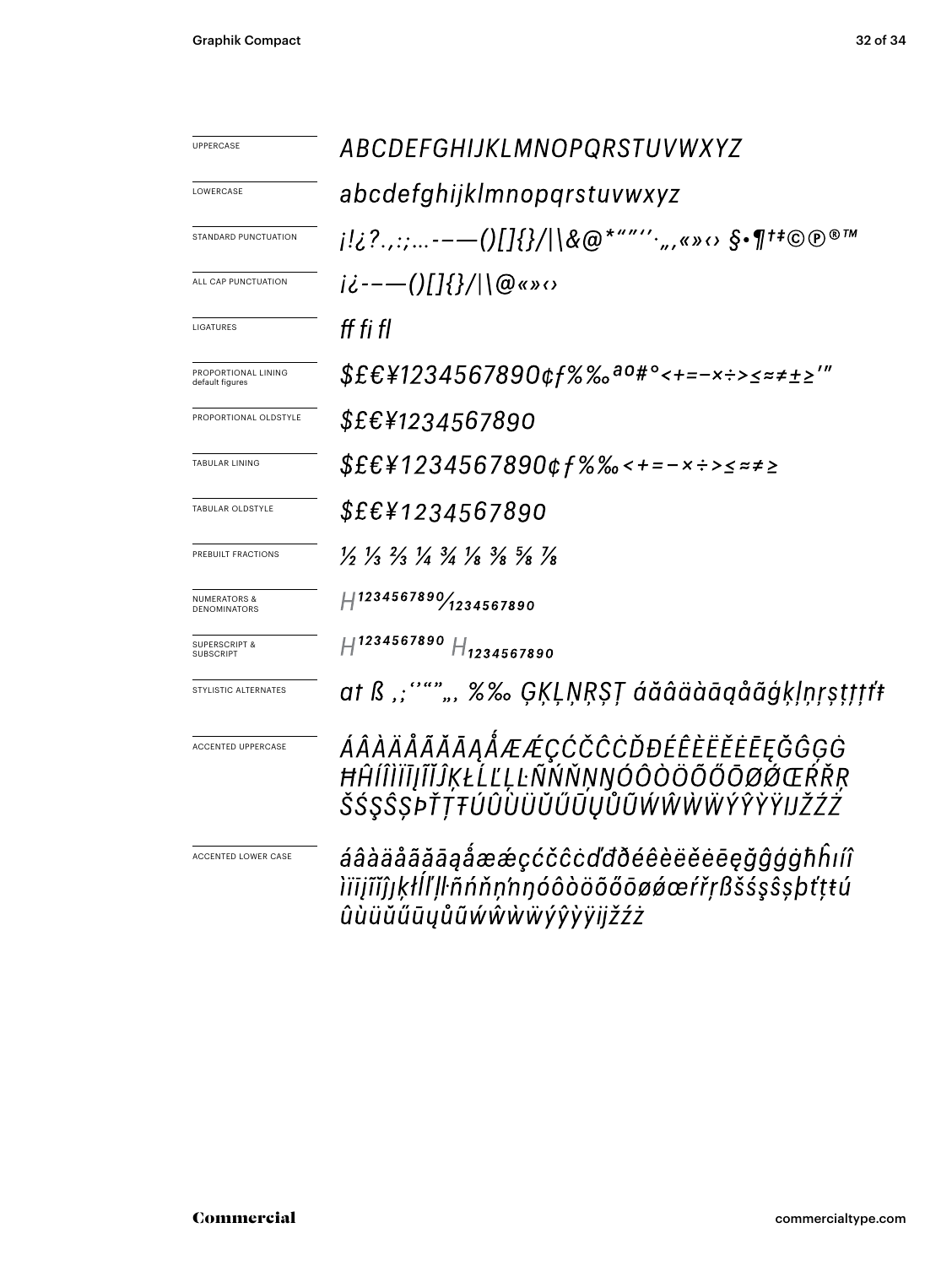| | |
|---|---|
| UPPERCASE | *ABCDEFGHIJKLMNOPQRSTUVWXYZ* |
| LOWERCASE | *abcdefghijklmnopqrstuvwxyz* |
| STANDARD PUNCTUATION | *¡!¿?.,:;…-–—()[]{}/\|\&@*"""''·„‚«»‹› §•¶†‡©℗®™* |
| ALL CAP PUNCTUATION | *¡¿-–—()[]{}/\|\@«»‹›* |
| LIGATURES | *ff fi fl* |
| PROPORTIONAL LINING default figures | *$£€¥1234567890¢ƒ%‰ªº#°<+=−×÷>≤≈≠±≥′″* |
| PROPORTIONAL OLDSTYLE | *$£€¥1234567890* |
| TABULAR LINING | *$£€¥1234567890¢ƒ%‰<+=−×÷>≤≈≠≥* |
| TABULAR OLDSTYLE | *$£€¥1234567890* |
| PREBUILT FRACTIONS | *½ ⅓ ⅔ ¼ ¾ ⅛ ⅜ ⅝ ⅞* |
| NUMERATORS & DENOMINATORS | *H1234567890⁄1234567890* |
| SUPERSCRIPT & SUBSCRIPT | *H1234567890 H1234567890* |
| STYLISTIC ALTERNATES | *at ß ,;'"„‚ %‰ ĢĶĻŅŖŞŢ áăâäàāąåãģķļņŗşţţťŧ* |
| ACCENTED UPPERCASE | *ÁÂÀÄÅÃĂĀĄǺÆǼÇĆČĈĊĎĐÉÊÈËĚĖĒĘĞĜĢĠĦĤÍÎÌÏĪĮĨĴĶŁĹĽĻĿÑŃŇŅŊÓÔÒÖÕŐŌØǾŒŔŘŖŠŚŞŜȘÞŤŢŦÚÛÙÜŬŰŪŲŮŨẂŴẀẄÝŶỲŸĲŽŹŻ* |
| ACCENTED LOWER CASE | *áâàäåãăāąǻæǽçćčĉċďđðéêèëěėēęğĝģġħĥıíîìïīįĩĵȷķłĺľļŀñńňņŉŋóôòöõőōøǿœŕřŗßšśşŝșþťţŧúûùüŭűūųůũẃŵẁẅýŷỳÿĳžźż* |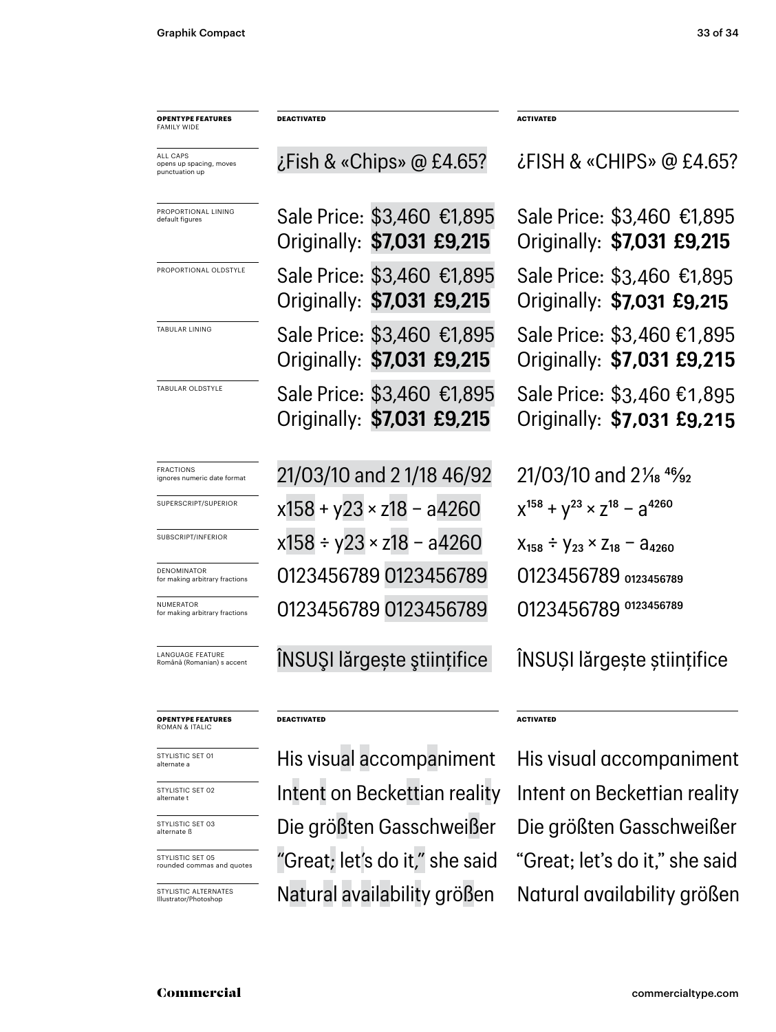| OPENTYPE FEATURES FAMILY WIDE | DEACTIVATED | ACTIVATED |
|---|---|---|
| ALL CAPS opens up spacing, moves punctuation up | ¿Fish & «Chips» @ £4.65? | ¿FISH & «CHIPS» @ £4.65? |
| PROPORTIONAL LINING default figures | Sale Price: $3,460 €1,895 Originally: **$7,031 £9,215** | Sale Price: $3,460 €1,895 Originally: **$7,031 £9,215** |
| PROPORTIONAL OLDSTYLE | Sale Price: $3,460 €1,895 Originally: **$7,031 £9,215** | Sale Price: $3,460 €1,895 Originally: **$7,031 £9,215** |
| TABULAR LINING | Sale Price: $3,460 €1,895 Originally: **$7,031 £9,215** | Sale Price: $3,460 €1,895 Originally: **$7,031 £9,215** |
| TABULAR OLDSTYLE | Sale Price: $3,460 €1,895 Originally: **$7,031 £9,215** | Sale Price: $3,460 €1,895 Originally: **$7,031 £9,215** |
| FRACTIONS ignores numeric date format | 21/03/10 and 2 1/18 46/92 | 21/03/10 and 2 1⁄18 46⁄92 |
| SUPERSCRIPT/SUPERIOR | x158 + y23 × z18 − a4260 | $x^{158} + y^{23} \times z^{18} - a^{4260}$ |
| SUBSCRIPT/INFERIOR | x158 ÷ y23 × z18 − a4260 | $x_{158} \div y_{23} \times z_{18} - a_{4260}$ |
| DENOMINATOR for making arbitrary fractions | 0123456789 0123456789 | 0123456789 $_{0123456789}$ |
| NUMERATOR for making arbitrary fractions | 0123456789 0123456789 | 0123456789 $^{0123456789}$ |
| LANGUAGE FEATURE Română (Romanian) s accent | ÎNSUŞI lărgeşte ştiinţifice | ÎNSUȘI lărgește științifice |

| OPENTYPE FEATURES ROMAN & ITALIC | DEACTIVATED | ACTIVATED |
|---|---|---|
| STYLISTIC SET 01 alternate a | His visual accompaniment | His visual accompaniment |
| STYLISTIC SET 02 alternate t | Intent on Beckettian reality | Intent on Beckettian reality |
| STYLISTIC SET 03 alternate ß | Die größten Gasschweißer | Die größten Gasschweißer |
| STYLISTIC SET 05 rounded commas and quotes | "Great; let's do it," she said | "Great; let's do it," she said |
| STYLISTIC ALTERNATES Illustrator/Photoshop | Natural availability größen | Natural availability größen |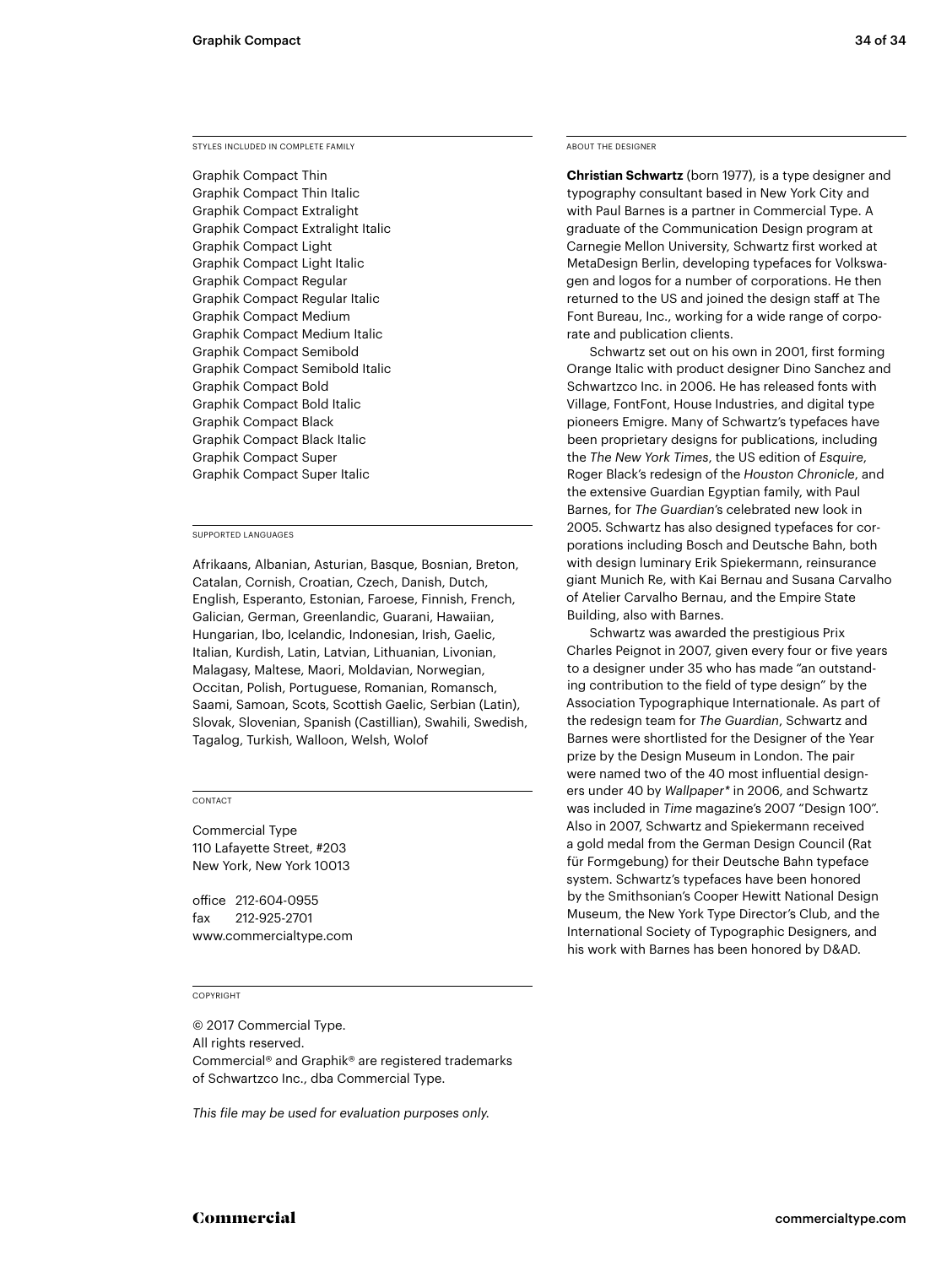## STYLES INCLUDED IN COMPLETE FAMILY

Graphik Compact Thin
Graphik Compact Thin Italic
Graphik Compact Extralight
Graphik Compact Extralight Italic
Graphik Compact Light
Graphik Compact Light Italic
Graphik Compact Regular
Graphik Compact Regular Italic
Graphik Compact Medium
Graphik Compact Medium Italic
Graphik Compact Semibold
Graphik Compact Semibold Italic
Graphik Compact Bold
Graphik Compact Bold Italic
Graphik Compact Black
Graphik Compact Black Italic
Graphik Compact Super
Graphik Compact Super Italic

## SUPPORTED LANGUAGES

Afrikaans, Albanian, Asturian, Basque, Bosnian, Breton, Catalan, Cornish, Croatian, Czech, Danish, Dutch, English, Esperanto, Estonian, Faroese, Finnish, French, Galician, German, Greenlandic, Guarani, Hawaiian, Hungarian, Ibo, Icelandic, Indonesian, Irish, Gaelic, Italian, Kurdish, Latin, Latvian, Lithuanian, Livonian, Malagasy, Maltese, Maori, Moldavian, Norwegian, Occitan, Polish, Portuguese, Romanian, Romansch, Saami, Samoan, Scots, Scottish Gaelic, Serbian (Latin), Slovak, Slovenian, Spanish (Castillian), Swahili, Swedish, Tagalog, Turkish, Walloon, Welsh, Wolof

## CONTACT

Commercial Type
110 Lafayette Street, #203
New York, New York 10013

office 212-604-0955
fax 212-925-2701
www.commercialtype.com

## COPYRIGHT

© 2017 Commercial Type.
All rights reserved.
Commercial® and Graphik® are registered trademarks of Schwartzco Inc., dba Commercial Type.

*This file may be used for evaluation purposes only.*

## ABOUT THE DESIGNER

**Christian Schwartz** (born 1977), is a type designer and typography consultant based in New York City and with Paul Barnes is a partner in Commercial Type. A graduate of the Communication Design program at Carnegie Mellon University, Schwartz first worked at MetaDesign Berlin, developing typefaces for Volkswagen and logos for a number of corporations. He then returned to the US and joined the design staff at The Font Bureau, Inc., working for a wide range of corporate and publication clients.

Schwartz set out on his own in 2001, first forming Orange Italic with product designer Dino Sanchez and Schwartzco Inc. in 2006. He has released fonts with Village, FontFont, House Industries, and digital type pioneers Emigre. Many of Schwartz's typefaces have been proprietary designs for publications, including the *The New York Times*, the US edition of *Esquire*, Roger Black's redesign of the *Houston Chronicle*, and the extensive Guardian Egyptian family, with Paul Barnes, for *The Guardian*'s celebrated new look in 2005. Schwartz has also designed typefaces for corporations including Bosch and Deutsche Bahn, both with design luminary Erik Spiekermann, reinsurance giant Munich Re, with Kai Bernau and Susana Carvalho of Atelier Carvalho Bernau, and the Empire State Building, also with Barnes.

Schwartz was awarded the prestigious Prix Charles Peignot in 2007, given every four or five years to a designer under 35 who has made "an outstanding contribution to the field of type design" by the Association Typographique Internationale. As part of the redesign team for *The Guardian*, Schwartz and Barnes were shortlisted for the Designer of the Year prize by the Design Museum in London. The pair were named two of the 40 most influential designers under 40 by *Wallpaper** in 2006, and Schwartz was included in *Time* magazine's 2007 "Design 100". Also in 2007, Schwartz and Spiekermann received a gold medal from the German Design Council (Rat für Formgebung) for their Deutsche Bahn typeface system. Schwartz's typefaces have been honored by the Smithsonian's Cooper Hewitt National Design Museum, the New York Type Director's Club, and the International Society of Typographic Designers, and his work with Barnes has been honored by D&AD.